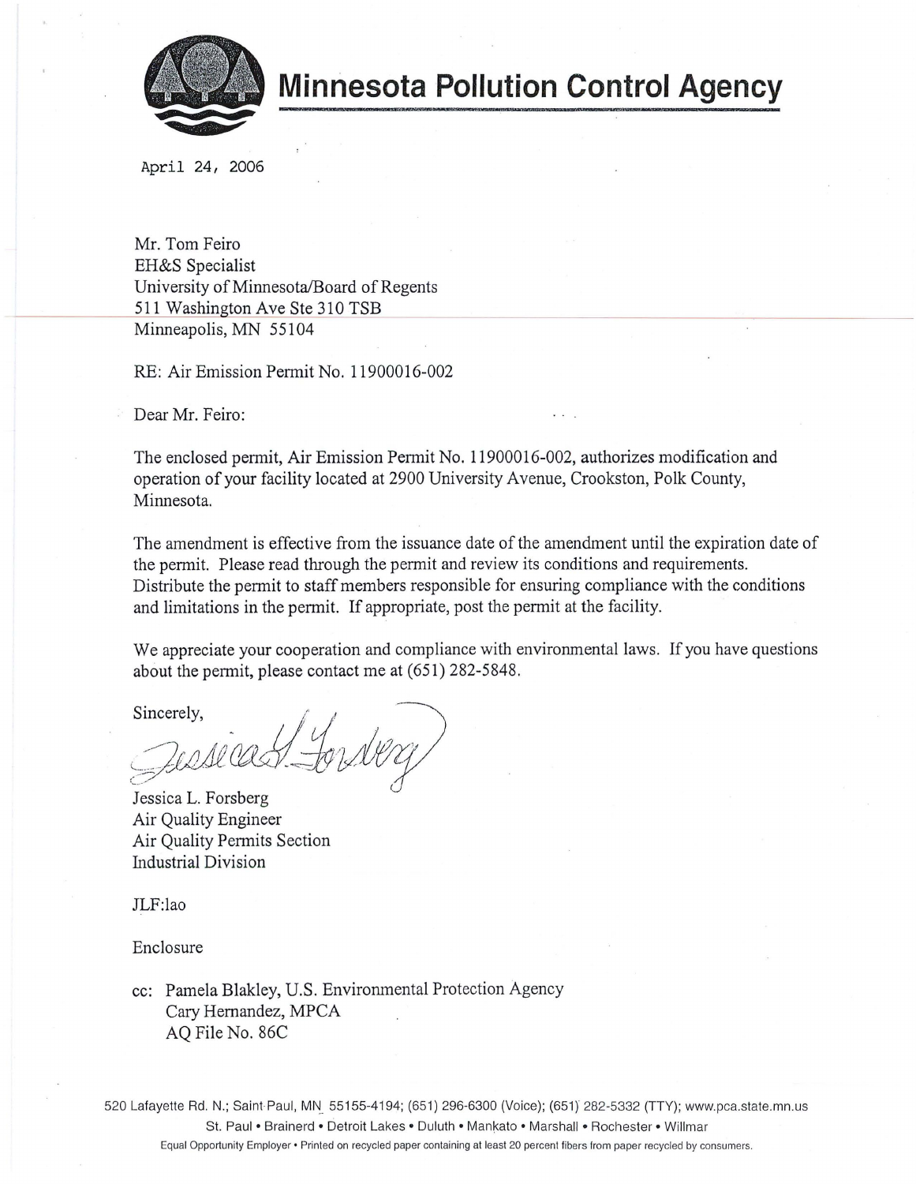# Minnesota Pollution Control Agency

April 24, 2006

Mr. Tom Feiro
EH&S Specialist
University of Minnesota/Board of Regents
511 Washington Ave Ste 310 TSB
Minneapolis, MN 55104

RE: Air Emission Permit No. 11900016-002

Dear Mr. Feiro:

The enclosed permit, Air Emission Permit No. 11900016-002, authorizes modification and operation of your facility located at 2900 University Avenue, Crookston, Polk County, Minnesota.

The amendment is effective from the issuance date of the amendment until the expiration date of the permit. Please read through the permit and review its conditions and requirements. Distribute the permit to staff members responsible for ensuring compliance with the conditions and limitations in the permit. If appropriate, post the permit at the facility.

We appreciate your cooperation and compliance with environmental laws. If you have questions about the permit, please contact me at (651) 282-5848.

Sincerely,

Jessica L. Forsberg

Jessica L. Forsberg
Air Quality Engineer
Air Quality Permits Section
Industrial Division

JLF:lao

Enclosure

cc: Pamela Blakley, U.S. Environmental Protection Agency
Cary Hernandez, MPCA
AQ File No. 86C

520 Lafayette Rd. N.; Saint Paul, MN 55155-4194; (651) 296-6300 (Voice); (651) 282-5332 (TTY); www.pca.state.mn.us
St. Paul • Brainerd • Detroit Lakes • Duluth • Mankato • Marshall • Rochester • Willmar
Equal Opportunity Employer • Printed on recycled paper containing at least 20 percent fibers from paper recycled by consumers.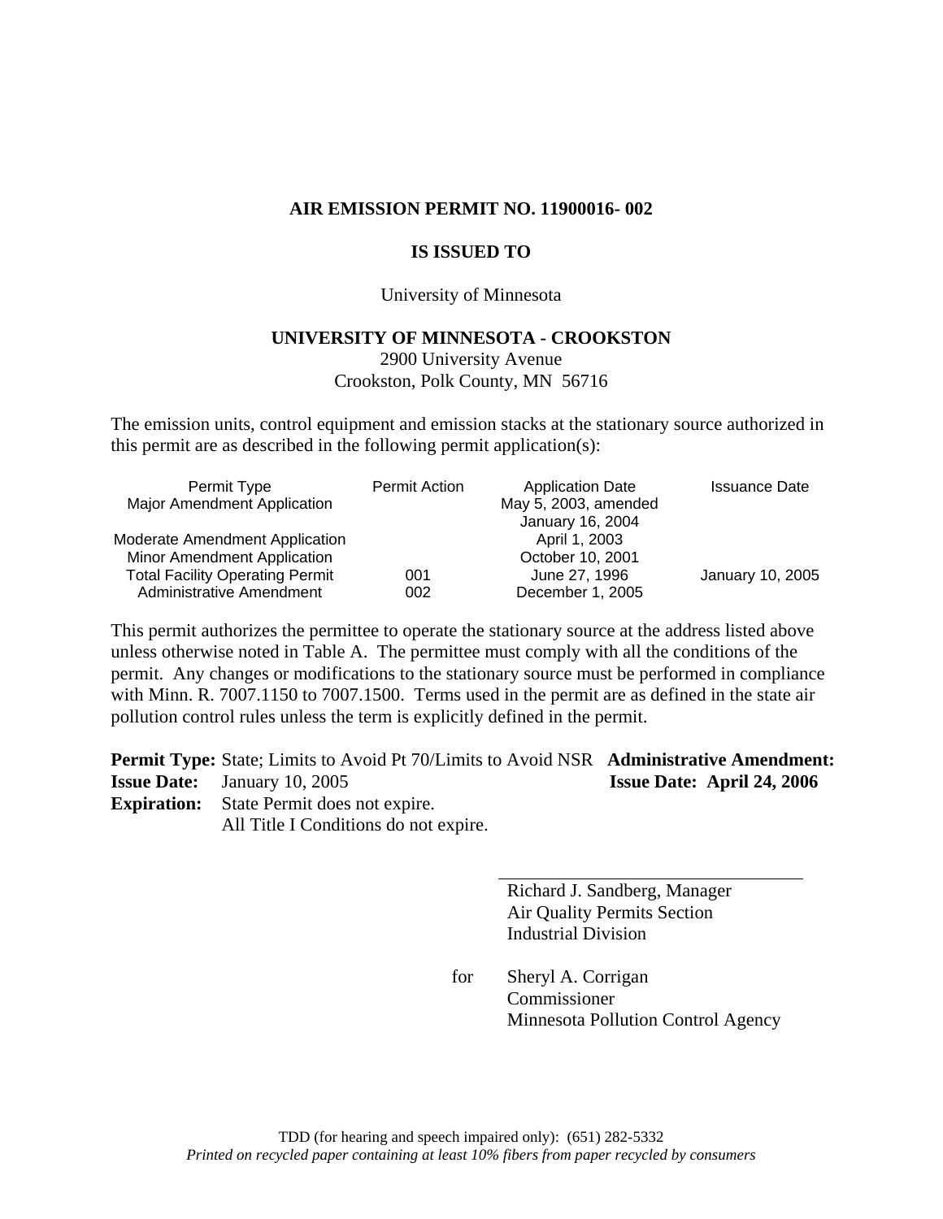**AIR EMISSION PERMIT NO. 11900016- 002**

**IS ISSUED TO**

University of Minnesota

**UNIVERSITY OF MINNESOTA - CROOKSTON**

2900 University Avenue
Crookston, Polk County, MN 56716

The emission units, control equipment and emission stacks at the stationary source authorized in this permit are as described in the following permit application(s):

| Permit Type | Permit Action | Application Date | Issuance Date |
|---|---|---|---|
| Major Amendment Application | | May 5, 2003, amended January 16, 2004 | |
| Moderate Amendment Application | | April 1, 2003 | |
| Minor Amendment Application | | October 10, 2001 | |
| Total Facility Operating Permit | 001 | June 27, 1996 | January 10, 2005 |
| Administrative Amendment | 002 | December 1, 2005 | |

This permit authorizes the permittee to operate the stationary source at the address listed above unless otherwise noted in Table A. The permittee must comply with all the conditions of the permit. Any changes or modifications to the stationary source must be performed in compliance with Minn. R. 7007.1150 to 7007.1500. Terms used in the permit are as defined in the state air pollution control rules unless the term is explicitly defined in the permit.

**Permit Type:** State; Limits to Avoid Pt 70/Limits to Avoid NSR
**Issue Date:** January 10, 2005
**Expiration:** State Permit does not expire.
All Title I Conditions do not expire.

**Administrative Amendment:**
**Issue Date: April 24, 2006**

Richard J. Sandberg, Manager
Air Quality Permits Section
Industrial Division

for Sheryl A. Corrigan
Commissioner
Minnesota Pollution Control Agency

TDD (for hearing and speech impaired only): (651) 282-5332
*Printed on recycled paper containing at least 10% fibers from paper recycled by consumers*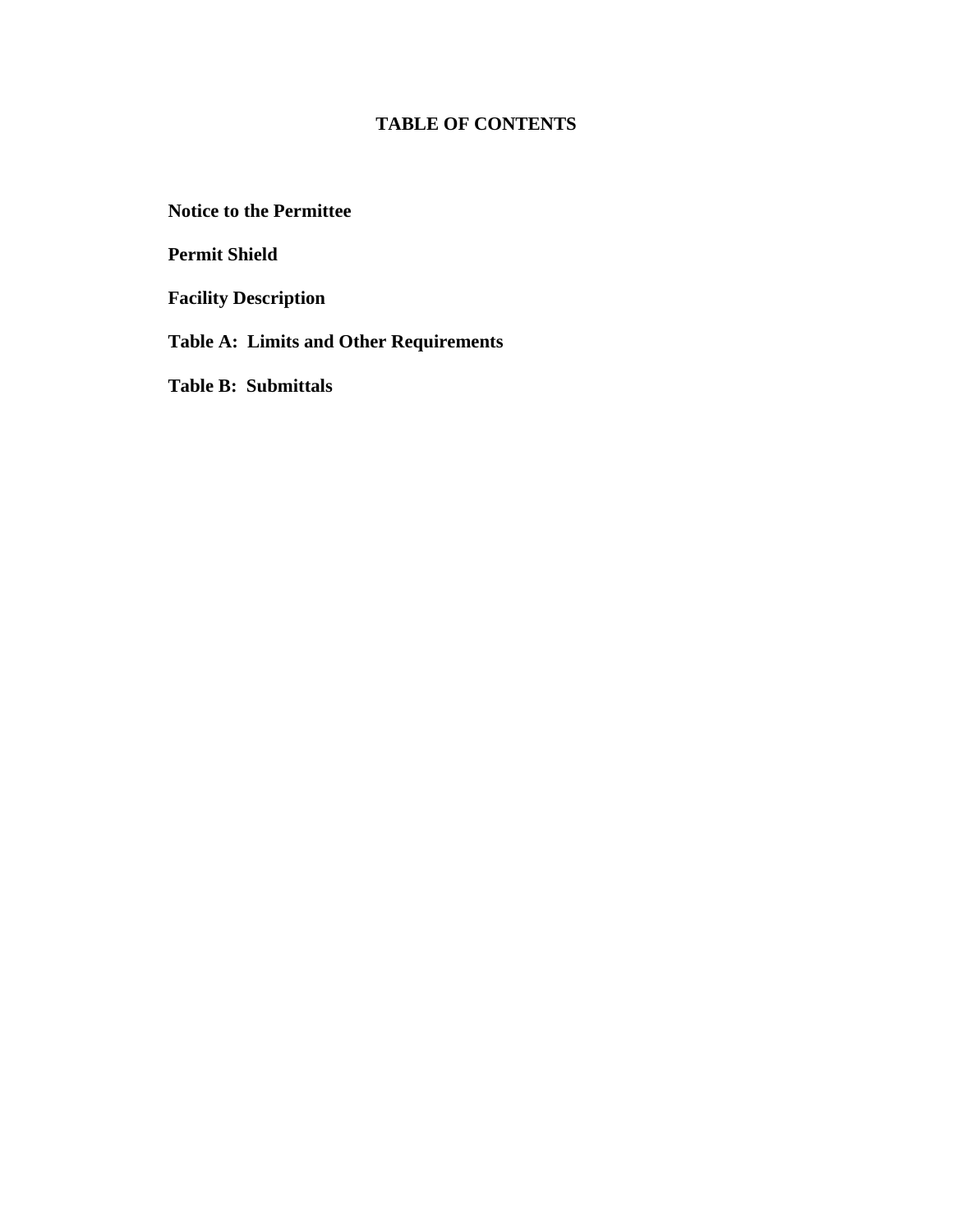# TABLE OF CONTENTS

**Notice to the Permittee**

**Permit Shield**

**Facility Description**

**Table A: Limits and Other Requirements**

**Table B: Submittals**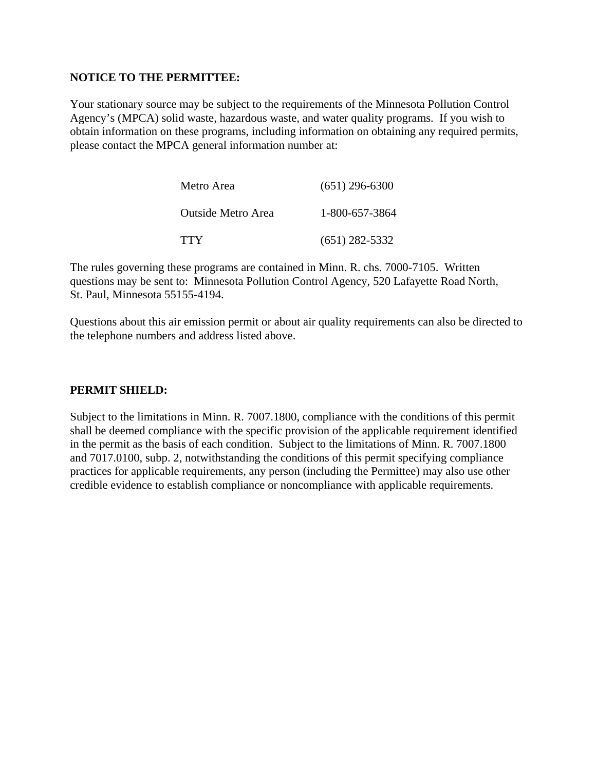**NOTICE TO THE PERMITTEE:**

Your stationary source may be subject to the requirements of the Minnesota Pollution Control Agency's (MPCA) solid waste, hazardous waste, and water quality programs. If you wish to obtain information on these programs, including information on obtaining any required permits, please contact the MPCA general information number at:

| | |
|---|---|
| Metro Area | (651) 296-6300 |
| Outside Metro Area | 1-800-657-3864 |
| TTY | (651) 282-5332 |

The rules governing these programs are contained in Minn. R. chs. 7000-7105. Written questions may be sent to: Minnesota Pollution Control Agency, 520 Lafayette Road North, St. Paul, Minnesota 55155-4194.

Questions about this air emission permit or about air quality requirements can also be directed to the telephone numbers and address listed above.

**PERMIT SHIELD:**

Subject to the limitations in Minn. R. 7007.1800, compliance with the conditions of this permit shall be deemed compliance with the specific provision of the applicable requirement identified in the permit as the basis of each condition. Subject to the limitations of Minn. R. 7007.1800 and 7017.0100, subp. 2, notwithstanding the conditions of this permit specifying compliance practices for applicable requirements, any person (including the Permittee) may also use other credible evidence to establish compliance or noncompliance with applicable requirements.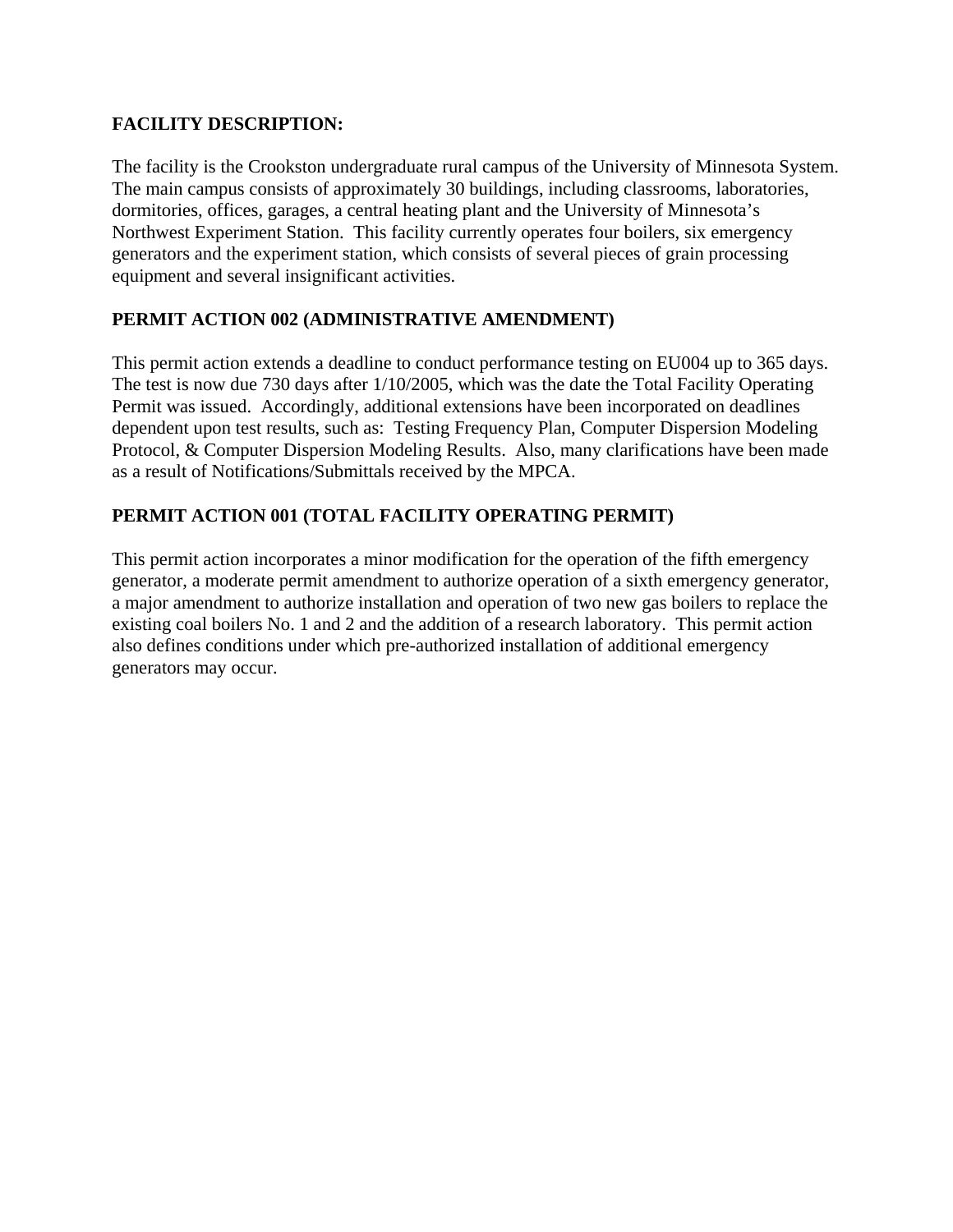## FACILITY DESCRIPTION:

The facility is the Crookston undergraduate rural campus of the University of Minnesota System. The main campus consists of approximately 30 buildings, including classrooms, laboratories, dormitories, offices, garages, a central heating plant and the University of Minnesota's Northwest Experiment Station. This facility currently operates four boilers, six emergency generators and the experiment station, which consists of several pieces of grain processing equipment and several insignificant activities.

## PERMIT ACTION 002 (ADMINISTRATIVE AMENDMENT)

This permit action extends a deadline to conduct performance testing on EU004 up to 365 days. The test is now due 730 days after 1/10/2005, which was the date the Total Facility Operating Permit was issued. Accordingly, additional extensions have been incorporated on deadlines dependent upon test results, such as: Testing Frequency Plan, Computer Dispersion Modeling Protocol, & Computer Dispersion Modeling Results. Also, many clarifications have been made as a result of Notifications/Submittals received by the MPCA.

## PERMIT ACTION 001 (TOTAL FACILITY OPERATING PERMIT)

This permit action incorporates a minor modification for the operation of the fifth emergency generator, a moderate permit amendment to authorize operation of a sixth emergency generator, a major amendment to authorize installation and operation of two new gas boilers to replace the existing coal boilers No. 1 and 2 and the addition of a research laboratory. This permit action also defines conditions under which pre-authorized installation of additional emergency generators may occur.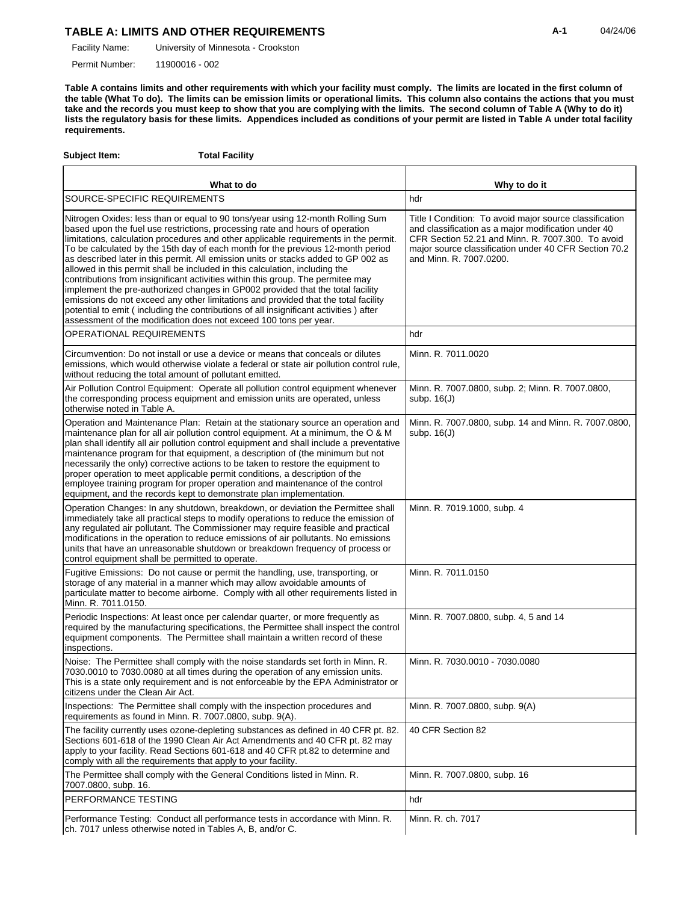## TABLE A: LIMITS AND OTHER REQUIREMENTS

Facility Name: University of Minnesota - Crookston

Permit Number: 11900016 - 002

**Table A contains limits and other requirements with which your facility must comply. The limits are located in the first column of the table (What To do). The limits can be emission limits or operational limits. This column also contains the actions that you must take and the records you must keep to show that you are complying with the limits. The second column of Table A (Why to do it) lists the regulatory basis for these limits. Appendices included as conditions of your permit are listed in Table A under total facility requirements.**

**Subject Item:** **Total Facility**

| What to do | Why to do it |
|---|---|
| SOURCE-SPECIFIC REQUIREMENTS | hdr |
| Nitrogen Oxides: less than or equal to 90 tons/year using 12-month Rolling Sum based upon the fuel use restrictions, processing rate and hours of operation limitations, calculation procedures and other applicable requirements in the permit. To be calculated by the 15th day of each month for the previous 12-month period as described later in this permit. All emission units or stacks added to GP 002 as allowed in this permit shall be included in this calculation, including the contributions from insignificant activities within this group. The permitee may implement the pre-authorized changes in GP002 provided that the total facility emissions do not exceed any other limitations and provided that the total facility potential to emit ( including the contributions of all insignificant activities ) after assessment of the modification does not exceed 100 tons per year. | Title I Condition: To avoid major source classification and classification as a major modification under 40 CFR Section 52.21 and Minn. R. 7007.300. To avoid major source classification under 40 CFR Section 70.2 and Minn. R. 7007.0200. |
| OPERATIONAL REQUIREMENTS | hdr |
| Circumvention: Do not install or use a device or means that conceals or dilutes emissions, which would otherwise violate a federal or state air pollution control rule, without reducing the total amount of pollutant emitted. | Minn. R. 7011.0020 |
| Air Pollution Control Equipment: Operate all pollution control equipment whenever the corresponding process equipment and emission units are operated, unless otherwise noted in Table A. | Minn. R. 7007.0800, subp. 2; Minn. R. 7007.0800, subp. 16(J) |
| Operation and Maintenance Plan: Retain at the stationary source an operation and maintenance plan for all air pollution control equipment. At a minimum, the O & M plan shall identify all air pollution control equipment and shall include a preventative maintenance program for that equipment, a description of (the minimum but not necessarily the only) corrective actions to be taken to restore the equipment to proper operation to meet applicable permit conditions, a description of the employee training program for proper operation and maintenance of the control equipment, and the records kept to demonstrate plan implementation. | Minn. R. 7007.0800, subp. 14 and Minn. R. 7007.0800, subp. 16(J) |
| Operation Changes: In any shutdown, breakdown, or deviation the Permittee shall immediately take all practical steps to modify operations to reduce the emission of any regulated air pollutant. The Commissioner may require feasible and practical modifications in the operation to reduce emissions of air pollutants. No emissions units that have an unreasonable shutdown or breakdown frequency of process or control equipment shall be permitted to operate. | Minn. R. 7019.1000, subp. 4 |
| Fugitive Emissions: Do not cause or permit the handling, use, transporting, or storage of any material in a manner which may allow avoidable amounts of particulate matter to become airborne. Comply with all other requirements listed in Minn. R. 7011.0150. | Minn. R. 7011.0150 |
| Periodic Inspections: At least once per calendar quarter, or more frequently as required by the manufacturing specifications, the Permittee shall inspect the control equipment components. The Permittee shall maintain a written record of these inspections. | Minn. R. 7007.0800, subp. 4, 5 and 14 |
| Noise: The Permittee shall comply with the noise standards set forth in Minn. R. 7030.0010 to 7030.0080 at all times during the operation of any emission units. This is a state only requirement and is not enforceable by the EPA Administrator or citizens under the Clean Air Act. | Minn. R. 7030.0010 - 7030.0080 |
| Inspections: The Permittee shall comply with the inspection procedures and requirements as found in Minn. R. 7007.0800, subp. 9(A). | Minn. R. 7007.0800, subp. 9(A) |
| The facility currently uses ozone-depleting substances as defined in 40 CFR pt. 82. Sections 601-618 of the 1990 Clean Air Act Amendments and 40 CFR pt. 82 may apply to your facility. Read Sections 601-618 and 40 CFR pt.82 to determine and comply with all the requirements that apply to your facility. | 40 CFR Section 82 |
| The Permittee shall comply with the General Conditions listed in Minn. R. 7007.0800, subp. 16. | Minn. R. 7007.0800, subp. 16 |
| PERFORMANCE TESTING | hdr |
| Performance Testing: Conduct all performance tests in accordance with Minn. R. ch. 7017 unless otherwise noted in Tables A, B, and/or C. | Minn. R. ch. 7017 |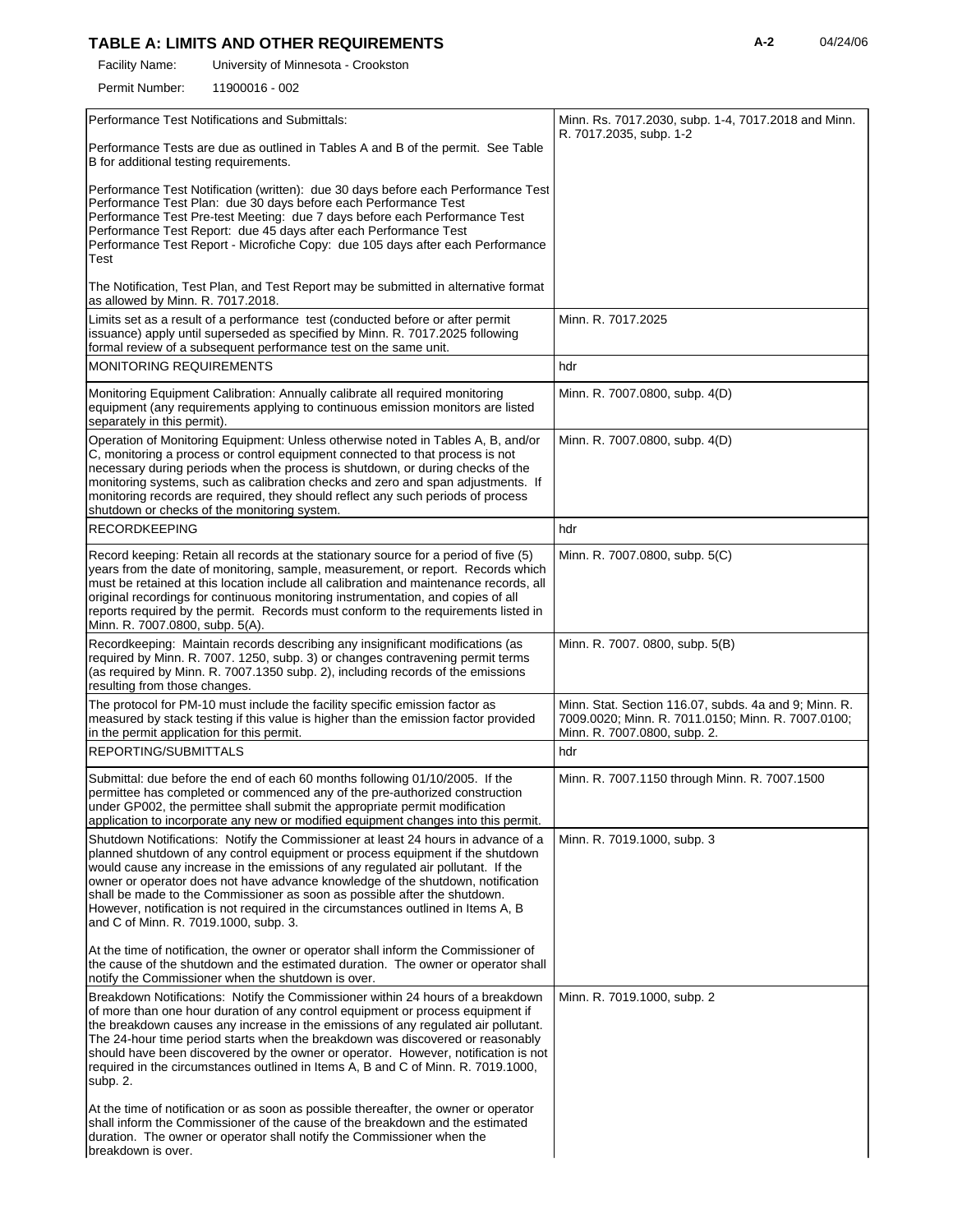## TABLE A: LIMITS AND OTHER REQUIREMENTS

Facility Name: University of Minnesota - Crookston

Permit Number: 11900016 - 002

| | |
|---|---|
| Performance Test Notifications and Submittals:<br><br>Performance Tests are due as outlined in Tables A and B of the permit. See Table B for additional testing requirements.<br><br>Performance Test Notification (written): due 30 days before each Performance Test<br>Performance Test Plan: due 30 days before each Performance Test<br>Performance Test Pre-test Meeting: due 7 days before each Performance Test<br>Performance Test Report: due 45 days after each Performance Test<br>Performance Test Report - Microfiche Copy: due 105 days after each Performance Test<br><br>The Notification, Test Plan, and Test Report may be submitted in alternative format as allowed by Minn. R. 7017.2018. | Minn. Rs. 7017.2030, subp. 1-4, 7017.2018 and Minn. R. 7017.2035, subp. 1-2 |
| Limits set as a result of a performance test (conducted before or after permit issuance) apply until superseded as specified by Minn. R. 7017.2025 following formal review of a subsequent performance test on the same unit. | Minn. R. 7017.2025 |
| MONITORING REQUIREMENTS | hdr |
| Monitoring Equipment Calibration: Annually calibrate all required monitoring equipment (any requirements applying to continuous emission monitors are listed separately in this permit). | Minn. R. 7007.0800, subp. 4(D) |
| Operation of Monitoring Equipment: Unless otherwise noted in Tables A, B, and/or C, monitoring a process or control equipment connected to that process is not necessary during periods when the process is shutdown, or during checks of the monitoring systems, such as calibration checks and zero and span adjustments. If monitoring records are required, they should reflect any such periods of process shutdown or checks of the monitoring system. | Minn. R. 7007.0800, subp. 4(D) |
| RECORDKEEPING | hdr |
| Record keeping: Retain all records at the stationary source for a period of five (5) years from the date of monitoring, sample, measurement, or report. Records which must be retained at this location include all calibration and maintenance records, all original recordings for continuous monitoring instrumentation, and copies of all reports required by the permit. Records must conform to the requirements listed in Minn. R. 7007.0800, subp. 5(A). | Minn. R. 7007.0800, subp. 5(C) |
| Recordkeeping: Maintain records describing any insignificant modifications (as required by Minn. R. 7007. 1250, subp. 3) or changes contravening permit terms (as required by Minn. R. 7007.1350 subp. 2), including records of the emissions resulting from those changes. | Minn. R. 7007. 0800, subp. 5(B) |
| The protocol for PM-10 must include the facility specific emission factor as measured by stack testing if this value is higher than the emission factor provided in the permit application for this permit. | Minn. Stat. Section 116.07, subds. 4a and 9; Minn. R. 7009.0020; Minn. R. 7011.0150; Minn. R. 7007.0100; Minn. R. 7007.0800, subp. 2. |
| REPORTING/SUBMITTALS | hdr |
| Submittal: due before the end of each 60 months following 01/10/2005. If the permittee has completed or commenced any of the pre-authorized construction under GP002, the permittee shall submit the appropriate permit modification application to incorporate any new or modified equipment changes into this permit. | Minn. R. 7007.1150 through Minn. R. 7007.1500 |
| Shutdown Notifications: Notify the Commissioner at least 24 hours in advance of a planned shutdown of any control equipment or process equipment if the shutdown would cause any increase in the emissions of any regulated air pollutant. If the owner or operator does not have advance knowledge of the shutdown, notification shall be made to the Commissioner as soon as possible after the shutdown. However, notification is not required in the circumstances outlined in Items A, B and C of Minn. R. 7019.1000, subp. 3.<br><br>At the time of notification, the owner or operator shall inform the Commissioner of the cause of the shutdown and the estimated duration. The owner or operator shall notify the Commissioner when the shutdown is over. | Minn. R. 7019.1000, subp. 3 |
| Breakdown Notifications: Notify the Commissioner within 24 hours of a breakdown of more than one hour duration of any control equipment or process equipment if the breakdown causes any increase in the emissions of any regulated air pollutant. The 24-hour time period starts when the breakdown was discovered or reasonably should have been discovered by the owner or operator. However, notification is not required in the circumstances outlined in Items A, B and C of Minn. R. 7019.1000, subp. 2.<br><br>At the time of notification or as soon as possible thereafter, the owner or operator shall inform the Commissioner of the cause of the breakdown and the estimated duration. The owner or operator shall notify the Commissioner when the breakdown is over. | Minn. R. 7019.1000, subp. 2 |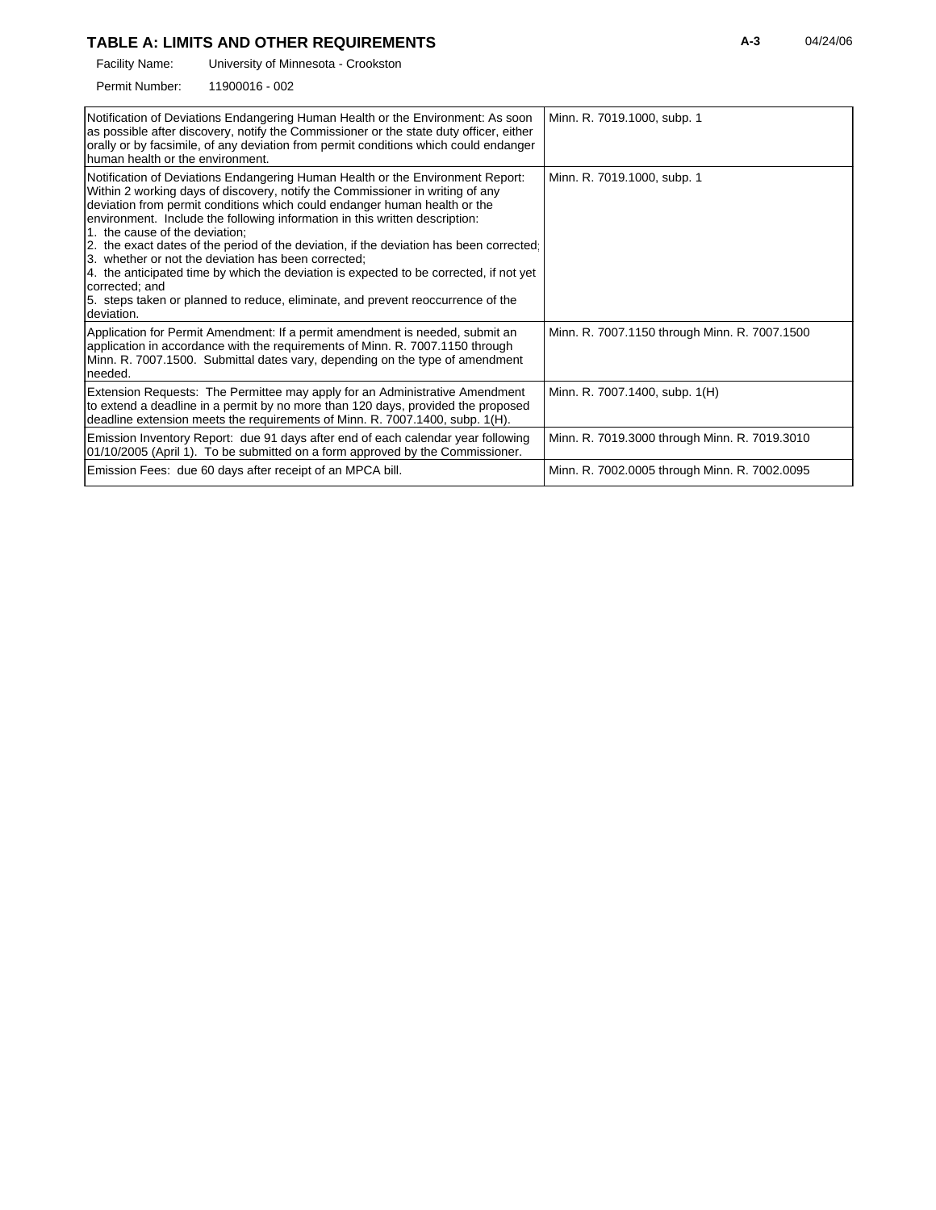## TABLE A: LIMITS AND OTHER REQUIREMENTS

Facility Name: University of Minnesota - Crookston

Permit Number: 11900016 - 002

| | |
|---|---|
| Notification of Deviations Endangering Human Health or the Environment: As soon as possible after discovery, notify the Commissioner or the state duty officer, either orally or by facsimile, of any deviation from permit conditions which could endanger human health or the environment. | Minn. R. 7019.1000, subp. 1 |
| Notification of Deviations Endangering Human Health or the Environment Report: Within 2 working days of discovery, notify the Commissioner in writing of any deviation from permit conditions which could endanger human health or the environment. Include the following information in this written description:<br>1. the cause of the deviation;<br>2. the exact dates of the period of the deviation, if the deviation has been corrected;<br>3. whether or not the deviation has been corrected;<br>4. the anticipated time by which the deviation is expected to be corrected, if not yet corrected; and<br>5. steps taken or planned to reduce, eliminate, and prevent reoccurrence of the deviation. | Minn. R. 7019.1000, subp. 1 |
| Application for Permit Amendment: If a permit amendment is needed, submit an application in accordance with the requirements of Minn. R. 7007.1150 through Minn. R. 7007.1500. Submittal dates vary, depending on the type of amendment needed. | Minn. R. 7007.1150 through Minn. R. 7007.1500 |
| Extension Requests: The Permittee may apply for an Administrative Amendment to extend a deadline in a permit by no more than 120 days, provided the proposed deadline extension meets the requirements of Minn. R. 7007.1400, subp. 1(H). | Minn. R. 7007.1400, subp. 1(H) |
| Emission Inventory Report: due 91 days after end of each calendar year following 01/10/2005 (April 1). To be submitted on a form approved by the Commissioner. | Minn. R. 7019.3000 through Minn. R. 7019.3010 |
| Emission Fees: due 60 days after receipt of an MPCA bill. | Minn. R. 7002.0005 through Minn. R. 7002.0095 |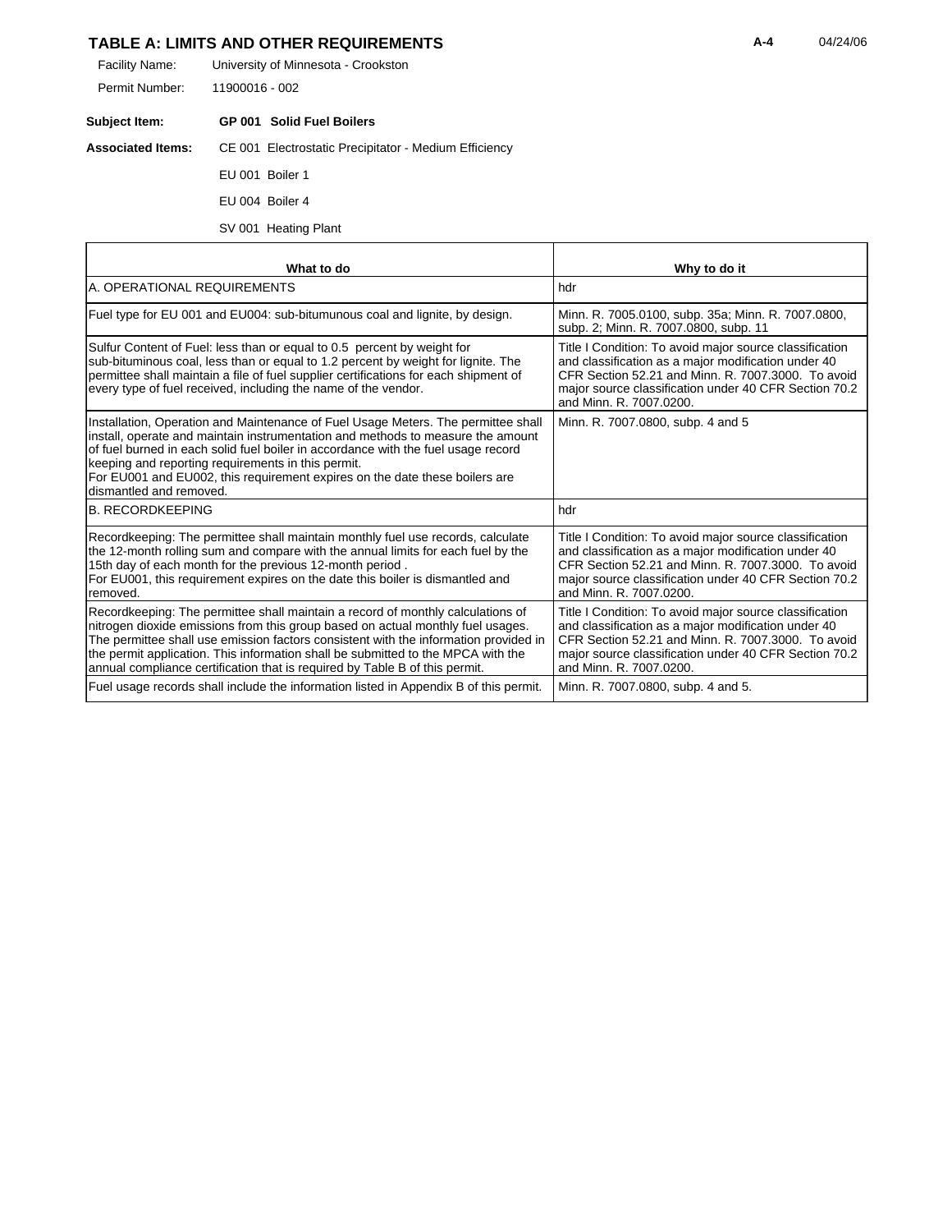## TABLE A: LIMITS AND OTHER REQUIREMENTS

Facility Name: University of Minnesota - Crookston

Permit Number: 11900016 - 002

**Subject Item:** **GP 001 Solid Fuel Boilers**

**Associated Items:** CE 001 Electrostatic Precipitator - Medium Efficiency

EU 001 Boiler 1

EU 004 Boiler 4

SV 001 Heating Plant

| What to do | Why to do it |
|---|---|
| A. OPERATIONAL REQUIREMENTS | hdr |
| Fuel type for EU 001 and EU004: sub-bitumunous coal and lignite, by design. | Minn. R. 7005.0100, subp. 35a; Minn. R. 7007.0800, subp. 2; Minn. R. 7007.0800, subp. 11 |
| Sulfur Content of Fuel: less than or equal to 0.5 percent by weight for sub-bituminous coal, less than or equal to 1.2 percent by weight for lignite. The permittee shall maintain a file of fuel supplier certifications for each shipment of every type of fuel received, including the name of the vendor. | Title I Condition: To avoid major source classification and classification as a major modification under 40 CFR Section 52.21 and Minn. R. 7007.3000. To avoid major source classification under 40 CFR Section 70.2 and Minn. R. 7007.0200. |
| Installation, Operation and Maintenance of Fuel Usage Meters. The permittee shall install, operate and maintain instrumentation and methods to measure the amount of fuel burned in each solid fuel boiler in accordance with the fuel usage record keeping and reporting requirements in this permit. For EU001 and EU002, this requirement expires on the date these boilers are dismantled and removed. | Minn. R. 7007.0800, subp. 4 and 5 |
| B. RECORDKEEPING | hdr |
| Recordkeeping: The permittee shall maintain monthly fuel use records, calculate the 12-month rolling sum and compare with the annual limits for each fuel by the 15th day of each month for the previous 12-month period . For EU001, this requirement expires on the date this boiler is dismantled and removed. | Title I Condition: To avoid major source classification and classification as a major modification under 40 CFR Section 52.21 and Minn. R. 7007.3000. To avoid major source classification under 40 CFR Section 70.2 and Minn. R. 7007.0200. |
| Recordkeeping: The permittee shall maintain a record of monthly calculations of nitrogen dioxide emissions from this group based on actual monthly fuel usages. The permittee shall use emission factors consistent with the information provided in the permit application. This information shall be submitted to the MPCA with the annual compliance certification that is required by Table B of this permit. | Title I Condition: To avoid major source classification and classification as a major modification under 40 CFR Section 52.21 and Minn. R. 7007.3000. To avoid major source classification under 40 CFR Section 70.2 and Minn. R. 7007.0200. |
| Fuel usage records shall include the information listed in Appendix B of this permit. | Minn. R. 7007.0800, subp. 4 and 5. |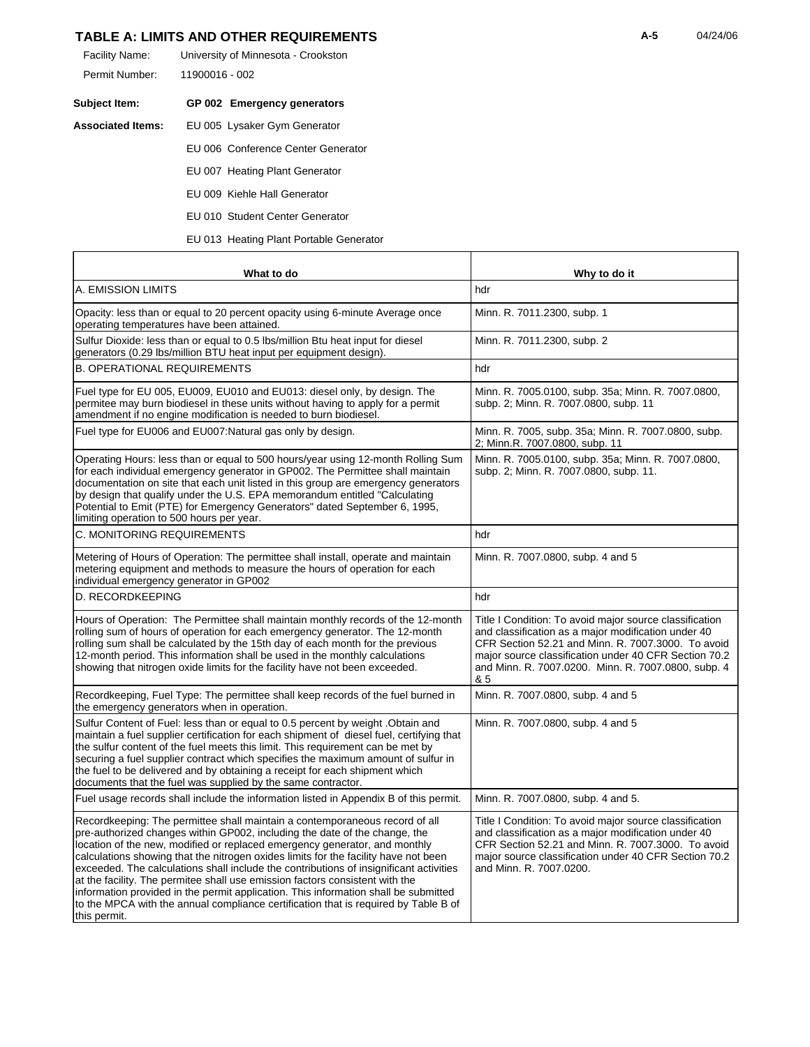# TABLE A: LIMITS AND OTHER REQUIREMENTS

Facility Name: University of Minnesota - Crookston

Permit Number: 11900016 - 002

**Subject Item:** **GP 002 Emergency generators**

**Associated Items:**
- EU 005 Lysaker Gym Generator
- EU 006 Conference Center Generator
- EU 007 Heating Plant Generator
- EU 009 Kiehle Hall Generator
- EU 010 Student Center Generator
- EU 013 Heating Plant Portable Generator

| What to do | Why to do it |
|---|---|
| A. EMISSION LIMITS | hdr |
| Opacity: less than or equal to 20 percent opacity using 6-minute Average once operating temperatures have been attained. | Minn. R. 7011.2300, subp. 1 |
| Sulfur Dioxide: less than or equal to 0.5 lbs/million Btu heat input for diesel generators (0.29 lbs/million BTU heat input per equipment design). | Minn. R. 7011.2300, subp. 2 |
| B. OPERATIONAL REQUIREMENTS | hdr |
| Fuel type for EU 005, EU009, EU010 and EU013: diesel only, by design. The permitee may burn biodiesel in these units without having to apply for a permit amendment if no engine modification is needed to burn biodiesel. | Minn. R. 7005.0100, subp. 35a; Minn. R. 7007.0800, subp. 2; Minn. R. 7007.0800, subp. 11 |
| Fuel type for EU006 and EU007:Natural gas only by design. | Minn. R. 7005, subp. 35a; Minn. R. 7007.0800, subp. 2; Minn.R. 7007.0800, subp. 11 |
| Operating Hours: less than or equal to 500 hours/year using 12-month Rolling Sum for each individual emergency generator in GP002. The Permittee shall maintain documentation on site that each unit listed in this group are emergency generators by design that qualify under the U.S. EPA memorandum entitled "Calculating Potential to Emit (PTE) for Emergency Generators" dated September 6, 1995, limiting operation to 500 hours per year. | Minn. R. 7005.0100, subp. 35a; Minn. R. 7007.0800, subp. 2; Minn. R. 7007.0800, subp. 11. |
| C. MONITORING REQUIREMENTS | hdr |
| Metering of Hours of Operation: The permittee shall install, operate and maintain metering equipment and methods to measure the hours of operation for each individual emergency generator in GP002 | Minn. R. 7007.0800, subp. 4 and 5 |
| D. RECORDKEEPING | hdr |
| Hours of Operation: The Permittee shall maintain monthly records of the 12-month rolling sum of hours of operation for each emergency generator. The 12-month rolling sum shall be calculated by the 15th day of each month for the previous 12-month period. This information shall be used in the monthly calculations showing that nitrogen oxide limits for the facility have not been exceeded. | Title I Condition: To avoid major source classification and classification as a major modification under 40 CFR Section 52.21 and Minn. R. 7007.3000. To avoid major source classification under 40 CFR Section 70.2 and Minn. R. 7007.0200. Minn. R. 7007.0800, subp. 4 & 5 |
| Recordkeeping, Fuel Type: The permittee shall keep records of the fuel burned in the emergency generators when in operation. | Minn. R. 7007.0800, subp. 4 and 5 |
| Sulfur Content of Fuel: less than or equal to 0.5 percent by weight .Obtain and maintain a fuel supplier certification for each shipment of diesel fuel, certifying that the sulfur content of the fuel meets this limit. This requirement can be met by securing a fuel supplier contract which specifies the maximum amount of sulfur in the fuel to be delivered and by obtaining a receipt for each shipment which documents that the fuel was supplied by the same contractor. | Minn. R. 7007.0800, subp. 4 and 5 |
| Fuel usage records shall include the information listed in Appendix B of this permit. | Minn. R. 7007.0800, subp. 4 and 5. |
| Recordkeeping: The permittee shall maintain a contemporaneous record of all pre-authorized changes within GP002, including the date of the change, the location of the new, modified or replaced emergency generator, and monthly calculations showing that the nitrogen oxides limits for the facility have not been exceeded. The calculations shall include the contributions of insignificant activities at the facility. The permitee shall use emission factors consistent with the information provided in the permit application. This information shall be submitted to the MPCA with the annual compliance certification that is required by Table B of this permit. | Title I Condition: To avoid major source classification and classification as a major modification under 40 CFR Section 52.21 and Minn. R. 7007.3000. To avoid major source classification under 40 CFR Section 70.2 and Minn. R. 7007.0200. |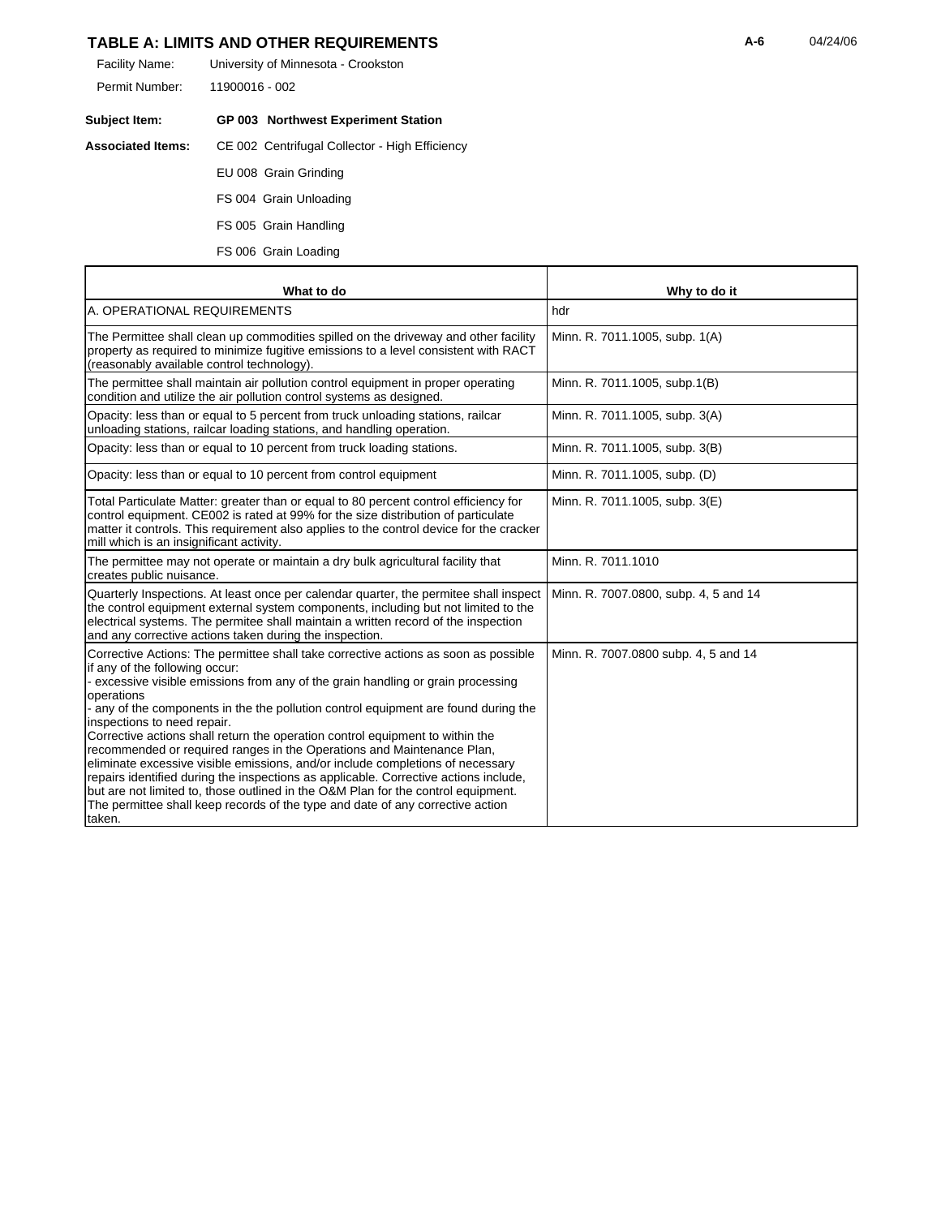## TABLE A: LIMITS AND OTHER REQUIREMENTS

Facility Name: University of Minnesota - Crookston

Permit Number: 11900016 - 002

**Subject Item:** **GP 003 Northwest Experiment Station**

**Associated Items:** CE 002 Centrifugal Collector - High Efficiency

EU 008 Grain Grinding

FS 004 Grain Unloading

FS 005 Grain Handling

FS 006 Grain Loading

| What to do | Why to do it |
|---|---|
| A. OPERATIONAL REQUIREMENTS | hdr |
| The Permittee shall clean up commodities spilled on the driveway and other facility property as required to minimize fugitive emissions to a level consistent with RACT (reasonably available control technology). | Minn. R. 7011.1005, subp. 1(A) |
| The permittee shall maintain air pollution control equipment in proper operating condition and utilize the air pollution control systems as designed. | Minn. R. 7011.1005, subp.1(B) |
| Opacity: less than or equal to 5 percent from truck unloading stations, railcar unloading stations, railcar loading stations, and handling operation. | Minn. R. 7011.1005, subp. 3(A) |
| Opacity: less than or equal to 10 percent from truck loading stations. | Minn. R. 7011.1005, subp. 3(B) |
| Opacity: less than or equal to 10 percent from control equipment | Minn. R. 7011.1005, subp. (D) |
| Total Particulate Matter: greater than or equal to 80 percent control efficiency for control equipment. CE002 is rated at 99% for the size distribution of particulate matter it controls. This requirement also applies to the control device for the cracker mill which is an insignificant activity. | Minn. R. 7011.1005, subp. 3(E) |
| The permittee may not operate or maintain a dry bulk agricultural facility that creates public nuisance. | Minn. R. 7011.1010 |
| Quarterly Inspections. At least once per calendar quarter, the permitee shall inspect the control equipment external system components, including but not limited to the electrical systems. The permitee shall maintain a written record of the inspection and any corrective actions taken during the inspection. | Minn. R. 7007.0800, subp. 4, 5 and 14 |
| Corrective Actions: The permittee shall take corrective actions as soon as possible if any of the following occur:<br>- excessive visible emissions from any of the grain handling or grain processing operations<br>- any of the components in the the pollution control equipment are found during the inspections to need repair.<br>Corrective actions shall return the operation control equipment to within the recommended or required ranges in the Operations and Maintenance Plan, eliminate excessive visible emissions, and/or include completions of necessary repairs identified during the inspections as applicable. Corrective actions include, but are not limited to, those outlined in the O&M Plan for the control equipment. The permittee shall keep records of the type and date of any corrective action taken. | Minn. R. 7007.0800 subp. 4, 5 and 14 |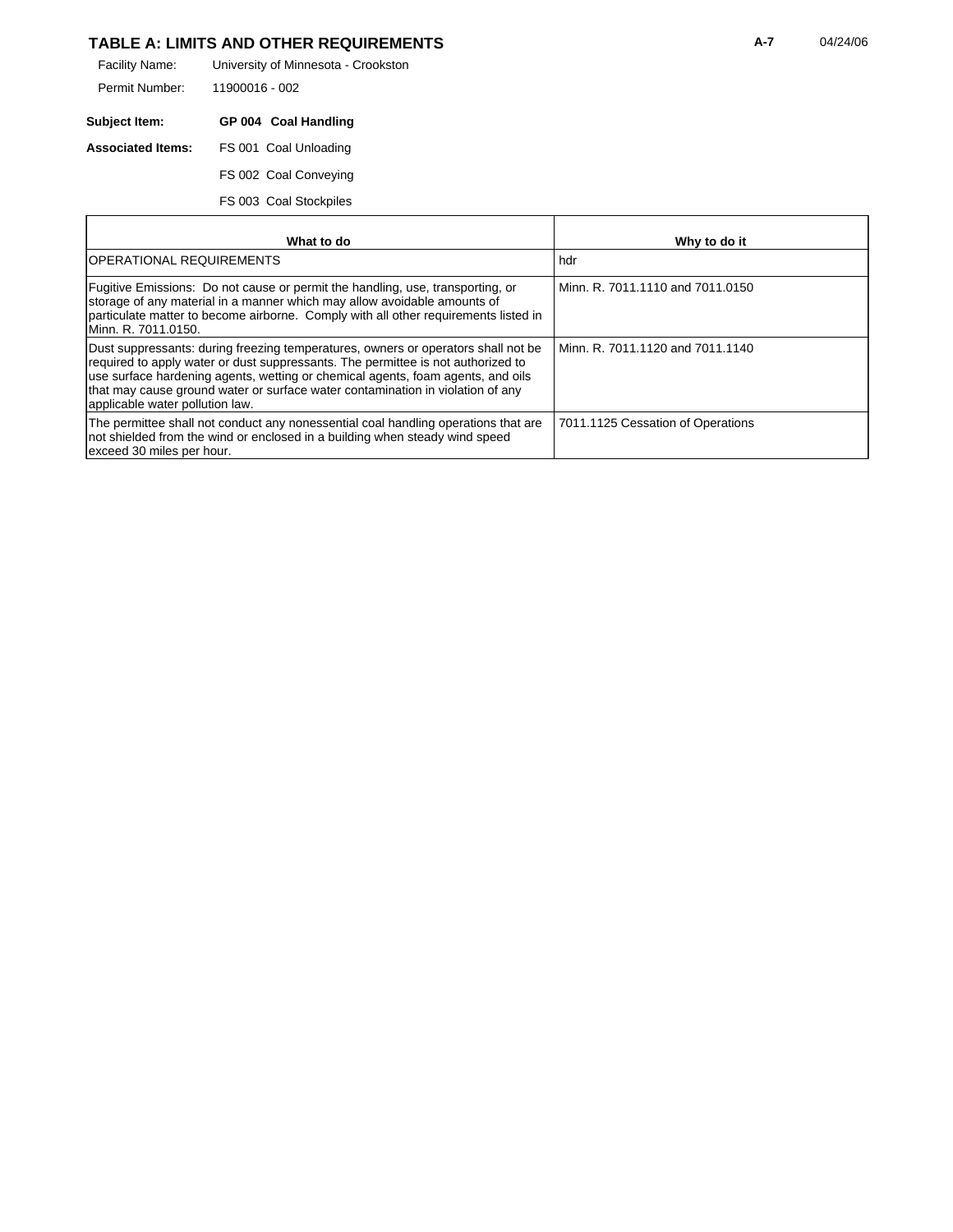## TABLE A: LIMITS AND OTHER REQUIREMENTS

A-7 04/24/06

Facility Name: University of Minnesota - Crookston

Permit Number: 11900016 - 002

**Subject Item:** **GP 004 Coal Handling**

**Associated Items:** FS 001 Coal Unloading

FS 002 Coal Conveying

FS 003 Coal Stockpiles

| What to do | Why to do it |
|---|---|
| OPERATIONAL REQUIREMENTS | hdr |
| Fugitive Emissions: Do not cause or permit the handling, use, transporting, or storage of any material in a manner which may allow avoidable amounts of particulate matter to become airborne. Comply with all other requirements listed in Minn. R. 7011.0150. | Minn. R. 7011.1110 and 7011.0150 |
| Dust suppressants: during freezing temperatures, owners or operators shall not be required to apply water or dust suppressants. The permittee is not authorized to use surface hardening agents, wetting or chemical agents, foam agents, and oils that may cause ground water or surface water contamination in violation of any applicable water pollution law. | Minn. R. 7011.1120 and 7011.1140 |
| The permittee shall not conduct any nonessential coal handling operations that are not shielded from the wind or enclosed in a building when steady wind speed exceed 30 miles per hour. | 7011.1125 Cessation of Operations |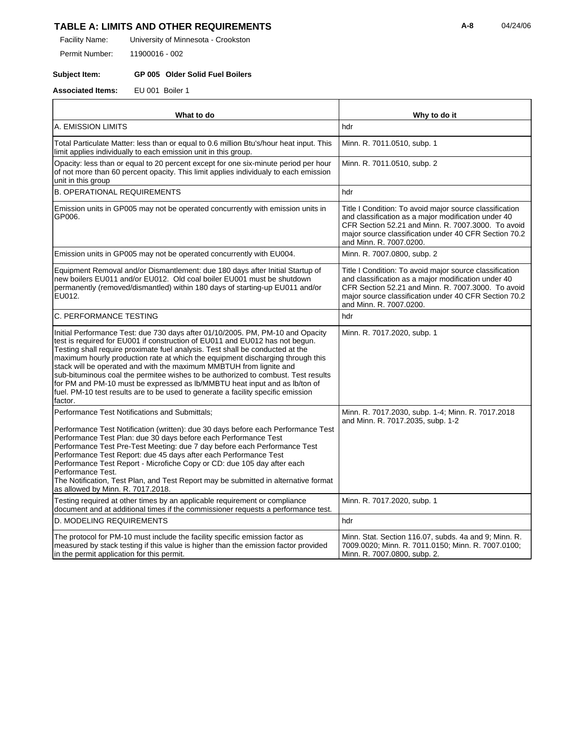## TABLE A: LIMITS AND OTHER REQUIREMENTS

Facility Name: University of Minnesota - Crookston

Permit Number: 11900016 - 002

**Subject Item:** **GP 005 Older Solid Fuel Boilers**

**Associated Items:** EU 001 Boiler 1

| What to do | Why to do it |
|---|---|
| A. EMISSION LIMITS | hdr |
| Total Particulate Matter: less than or equal to 0.6 million Btu's/hour heat input. This limit applies individually to each emission unit in this group. | Minn. R. 7011.0510, subp. 1 |
| Opacity: less than or equal to 20 percent except for one six-minute period per hour of not more than 60 percent opacity. This limit applies individualy to each emission unit in this group | Minn. R. 7011.0510, subp. 2 |
| B. OPERATIONAL REQUIREMENTS | hdr |
| Emission units in GP005 may not be operated concurrently with emission units in GP006. | Title I Condition: To avoid major source classification and classification as a major modification under 40 CFR Section 52.21 and Minn. R. 7007.3000. To avoid major source classification under 40 CFR Section 70.2 and Minn. R. 7007.0200. |
| Emission units in GP005 may not be operated concurrently with EU004. | Minn. R. 7007.0800, subp. 2 |
| Equipment Removal and/or Dismantlement: due 180 days after Initial Startup of new boilers EU011 and/or EU012. Old coal boiler EU001 must be shutdown permanently (removed/dismantled) within 180 days of starting-up EU011 and/or EU012. | Title I Condition: To avoid major source classification and classification as a major modification under 40 CFR Section 52.21 and Minn. R. 7007.3000. To avoid major source classification under 40 CFR Section 70.2 and Minn. R. 7007.0200. |
| C. PERFORMANCE TESTING | hdr |
| Initial Performance Test: due 730 days after 01/10/2005. PM, PM-10 and Opacity test is required for EU001 if construction of EU011 and EU012 has not begun. Testing shall require proximate fuel analysis. Test shall be conducted at the maximum hourly production rate at which the equipment discharging through this stack will be operated and with the maximum MMBTUH from lignite and sub-bituminous coal the permitee wishes to be authorized to combust. Test results for PM and PM-10 must be expressed as lb/MMBTU heat input and as lb/ton of fuel. PM-10 test results are to be used to generate a facility specific emission factor. | Minn. R. 7017.2020, subp. 1 |
| Performance Test Notifications and Submittals;<br><br>Performance Test Notification (written): due 30 days before each Performance Test<br>Performance Test Plan: due 30 days before each Performance Test<br>Performance Test Pre-Test Meeting: due 7 day before each Performance Test<br>Performance Test Report: due 45 days after each Performance Test<br>Performance Test Report - Microfiche Copy or CD: due 105 day after each Performance Test.<br>The Notification, Test Plan, and Test Report may be submitted in alternative format as allowed by Minn. R. 7017.2018. | Minn. R. 7017.2030, subp. 1-4; Minn. R. 7017.2018 and Minn. R. 7017.2035, subp. 1-2 |
| Testing required at other times by an applicable requirement or compliance document and at additional times if the commissioner requests a performance test. | Minn. R. 7017.2020, subp. 1 |
| D. MODELING REQUIREMENTS | hdr |
| The protocol for PM-10 must include the facility specific emission factor as measured by stack testing if this value is higher than the emission factor provided in the permit application for this permit. | Minn. Stat. Section 116.07, subds. 4a and 9; Minn. R. 7009.0020; Minn. R. 7011.0150; Minn. R. 7007.0100; Minn. R. 7007.0800, subp. 2. |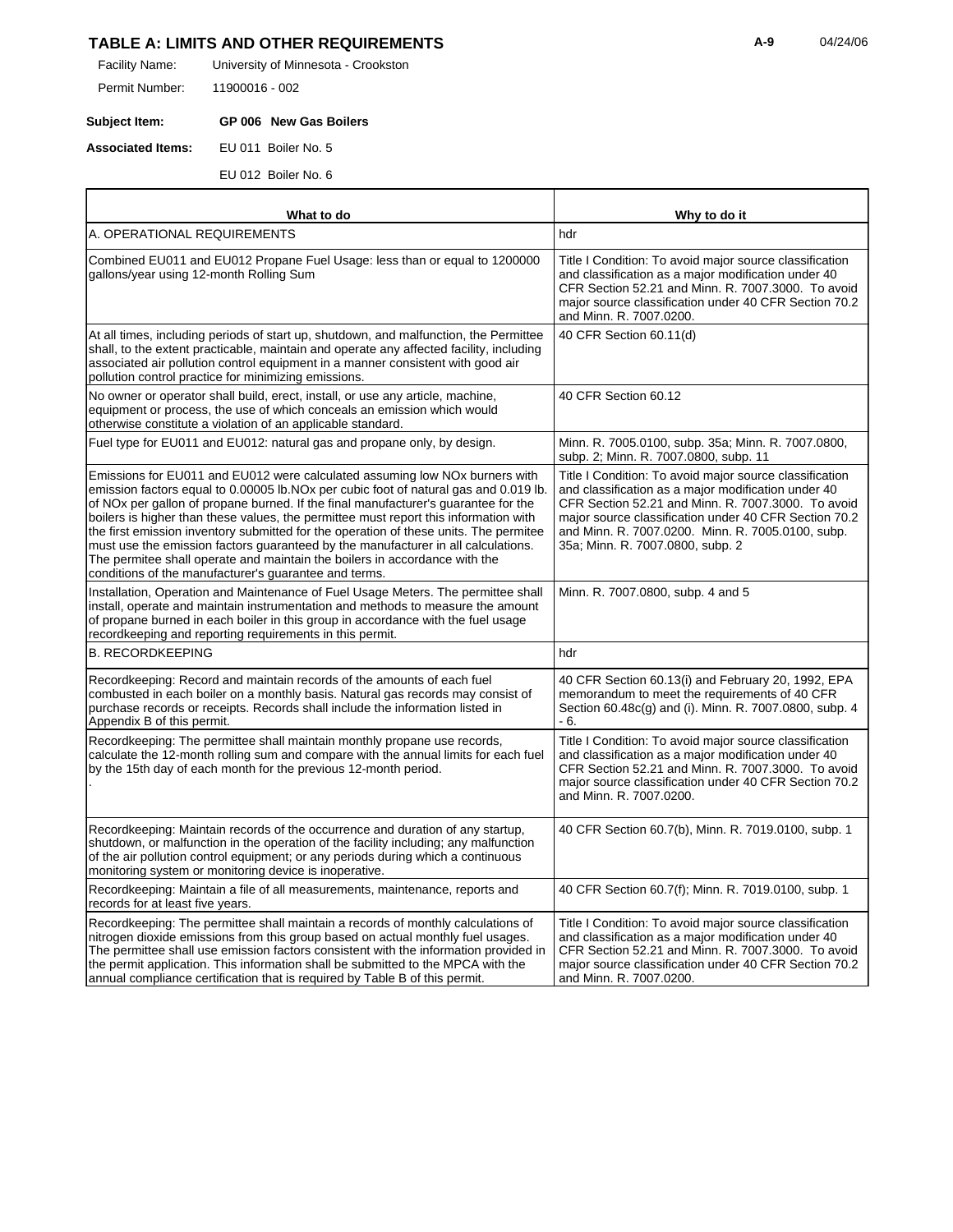## TABLE A: LIMITS AND OTHER REQUIREMENTS

Facility Name: University of Minnesota - Crookston

Permit Number: 11900016 - 002

**Subject Item:** **GP 006 New Gas Boilers**

**Associated Items:** EU 011 Boiler No. 5

EU 012 Boiler No. 6

| What to do | Why to do it |
|---|---|
| A. OPERATIONAL REQUIREMENTS | hdr |
| Combined EU011 and EU012 Propane Fuel Usage: less than or equal to 1200000 gallons/year using 12-month Rolling Sum | Title I Condition: To avoid major source classification and classification as a major modification under 40 CFR Section 52.21 and Minn. R. 7007.3000. To avoid major source classification under 40 CFR Section 70.2 and Minn. R. 7007.0200. |
| At all times, including periods of start up, shutdown, and malfunction, the Permittee shall, to the extent practicable, maintain and operate any affected facility, including associated air pollution control equipment in a manner consistent with good air pollution control practice for minimizing emissions. | 40 CFR Section 60.11(d) |
| No owner or operator shall build, erect, install, or use any article, machine, equipment or process, the use of which conceals an emission which would otherwise constitute a violation of an applicable standard. | 40 CFR Section 60.12 |
| Fuel type for EU011 and EU012: natural gas and propane only, by design. | Minn. R. 7005.0100, subp. 35a; Minn. R. 7007.0800, subp. 2; Minn. R. 7007.0800, subp. 11 |
| Emissions for EU011 and EU012 were calculated assuming low NOx burners with emission factors equal to 0.00005 lb.NOx per cubic foot of natural gas and 0.019 lb. of NOx per gallon of propane burned. If the final manufacturer's guarantee for the boilers is higher than these values, the permittee must report this information with the first emission inventory submitted for the operation of these units. The permitee must use the emission factors guaranteed by the manufacturer in all calculations. The permitee shall operate and maintain the boilers in accordance with the conditions of the manufacturer's guarantee and terms. | Title I Condition: To avoid major source classification and classification as a major modification under 40 CFR Section 52.21 and Minn. R. 7007.3000. To avoid major source classification under 40 CFR Section 70.2 and Minn. R. 7007.0200. Minn. R. 7005.0100, subp. 35a; Minn. R. 7007.0800, subp. 2 |
| Installation, Operation and Maintenance of Fuel Usage Meters. The permittee shall install, operate and maintain instrumentation and methods to measure the amount of propane burned in each boiler in this group in accordance with the fuel usage recordkeeping and reporting requirements in this permit. | Minn. R. 7007.0800, subp. 4 and 5 |
| B. RECORDKEEPING | hdr |
| Recordkeeping: Record and maintain records of the amounts of each fuel combusted in each boiler on a monthly basis. Natural gas records may consist of purchase records or receipts. Records shall include the information listed in Appendix B of this permit. | 40 CFR Section 60.13(i) and February 20, 1992, EPA memorandum to meet the requirements of 40 CFR Section 60.48c(g) and (i). Minn. R. 7007.0800, subp. 4 - 6. |
| Recordkeeping: The permittee shall maintain monthly propane use records, calculate the 12-month rolling sum and compare with the annual limits for each fuel by the 15th day of each month for the previous 12-month period. . | Title I Condition: To avoid major source classification and classification as a major modification under 40 CFR Section 52.21 and Minn. R. 7007.3000. To avoid major source classification under 40 CFR Section 70.2 and Minn. R. 7007.0200. |
| Recordkeeping: Maintain records of the occurrence and duration of any startup, shutdown, or malfunction in the operation of the facility including; any malfunction of the air pollution control equipment; or any periods during which a continuous monitoring system or monitoring device is inoperative. | 40 CFR Section 60.7(b), Minn. R. 7019.0100, subp. 1 |
| Recordkeeping: Maintain a file of all measurements, maintenance, reports and records for at least five years. | 40 CFR Section 60.7(f); Minn. R. 7019.0100, subp. 1 |
| Recordkeeping: The permittee shall maintain a records of monthly calculations of nitrogen dioxide emissions from this group based on actual monthly fuel usages. The permittee shall use emission factors consistent with the information provided in the permit application. This information shall be submitted to the MPCA with the annual compliance certification that is required by Table B of this permit. | Title I Condition: To avoid major source classification and classification as a major modification under 40 CFR Section 52.21 and Minn. R. 7007.3000. To avoid major source classification under 40 CFR Section 70.2 and Minn. R. 7007.0200. |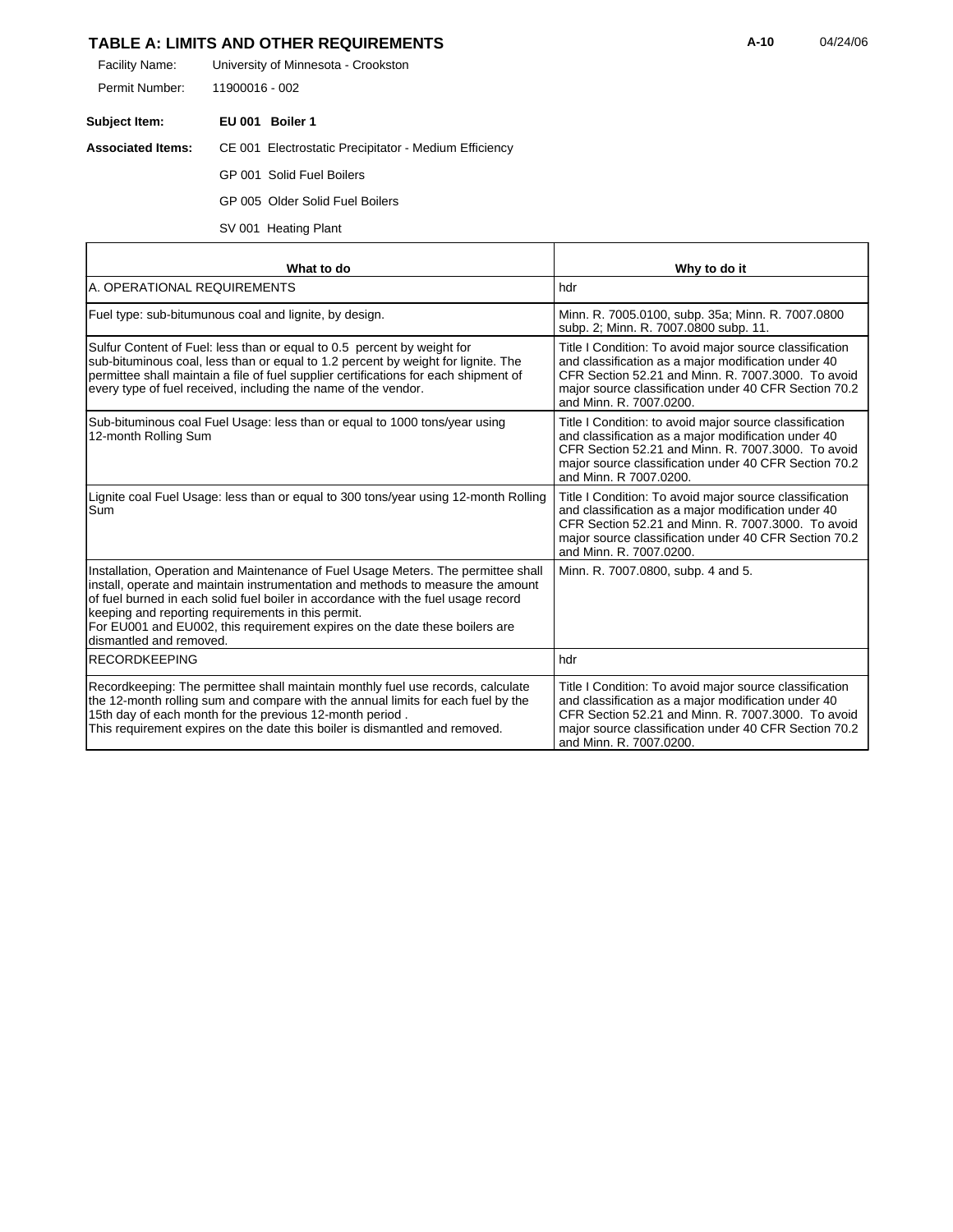## TABLE A: LIMITS AND OTHER REQUIREMENTS

Facility Name: University of Minnesota - Crookston

Permit Number: 11900016 - 002

**Subject Item:** **EU 001 Boiler 1**

**Associated Items:** CE 001 Electrostatic Precipitator - Medium Efficiency

GP 001 Solid Fuel Boilers

GP 005 Older Solid Fuel Boilers

SV 001 Heating Plant

| What to do | Why to do it |
|---|---|
| A. OPERATIONAL REQUIREMENTS | hdr |
| Fuel type: sub-bitumunous coal and lignite, by design. | Minn. R. 7005.0100, subp. 35a; Minn. R. 7007.0800 subp. 2; Minn. R. 7007.0800 subp. 11. |
| Sulfur Content of Fuel: less than or equal to 0.5 percent by weight for sub-bituminous coal, less than or equal to 1.2 percent by weight for lignite. The permittee shall maintain a file of fuel supplier certifications for each shipment of every type of fuel received, including the name of the vendor. | Title I Condition: To avoid major source classification and classification as a major modification under 40 CFR Section 52.21 and Minn. R. 7007.3000. To avoid major source classification under 40 CFR Section 70.2 and Minn. R. 7007.0200. |
| Sub-bituminous coal Fuel Usage: less than or equal to 1000 tons/year using 12-month Rolling Sum | Title I Condition: to avoid major source classification and classification as a major modification under 40 CFR Section 52.21 and Minn. R. 7007.3000. To avoid major source classification under 40 CFR Section 70.2 and Minn. R 7007.0200. |
| Lignite coal Fuel Usage: less than or equal to 300 tons/year using 12-month Rolling Sum | Title I Condition: To avoid major source classification and classification as a major modification under 40 CFR Section 52.21 and Minn. R. 7007.3000. To avoid major source classification under 40 CFR Section 70.2 and Minn. R. 7007.0200. |
| Installation, Operation and Maintenance of Fuel Usage Meters. The permittee shall install, operate and maintain instrumentation and methods to measure the amount of fuel burned in each solid fuel boiler in accordance with the fuel usage record keeping and reporting requirements in this permit.<br>For EU001 and EU002, this requirement expires on the date these boilers are dismantled and removed. | Minn. R. 7007.0800, subp. 4 and 5. |
| RECORDKEEPING | hdr |
| Recordkeeping: The permittee shall maintain monthly fuel use records, calculate the 12-month rolling sum and compare with the annual limits for each fuel by the 15th day of each month for the previous 12-month period .<br>This requirement expires on the date this boiler is dismantled and removed. | Title I Condition: To avoid major source classification and classification as a major modification under 40 CFR Section 52.21 and Minn. R. 7007.3000. To avoid major source classification under 40 CFR Section 70.2 and Minn. R. 7007.0200. |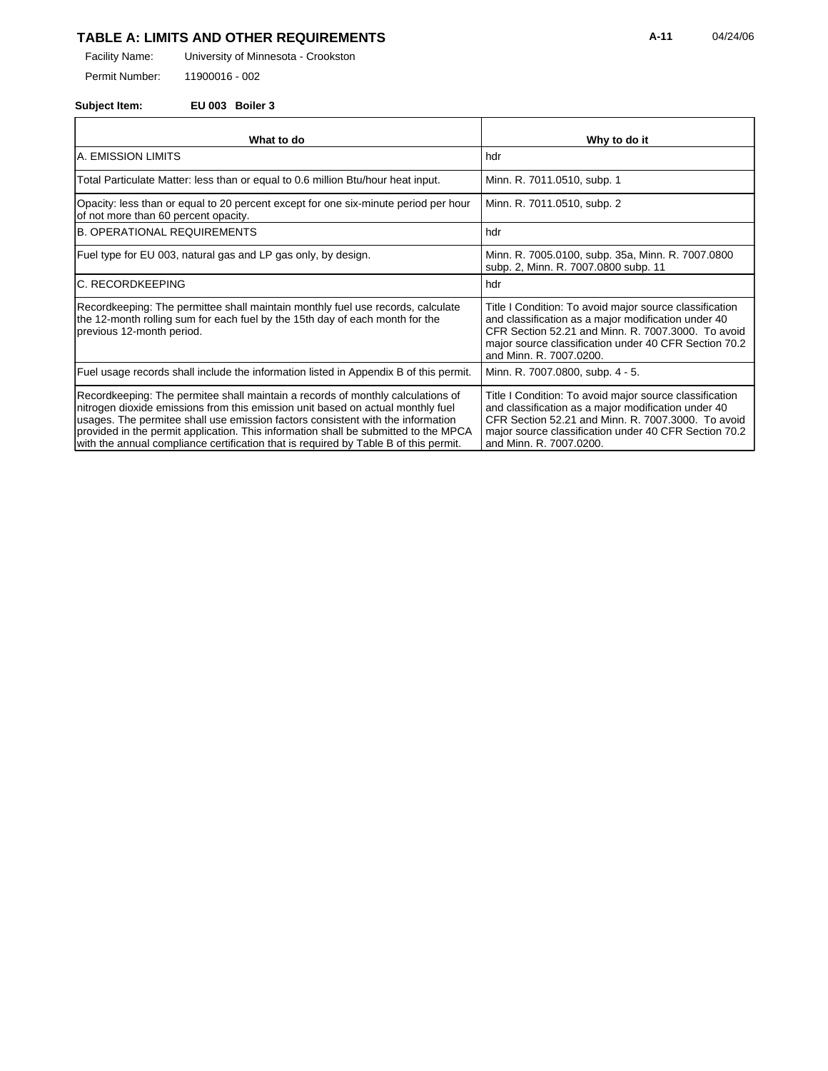## TABLE A: LIMITS AND OTHER REQUIREMENTS

Facility Name: University of Minnesota - Crookston

Permit Number: 11900016 - 002

**Subject Item: EU 003 Boiler 3**

| What to do | Why to do it |
|---|---|
| A. EMISSION LIMITS | hdr |
| Total Particulate Matter: less than or equal to 0.6 million Btu/hour heat input. | Minn. R. 7011.0510, subp. 1 |
| Opacity: less than or equal to 20 percent except for one six-minute period per hour of not more than 60 percent opacity. | Minn. R. 7011.0510, subp. 2 |
| B. OPERATIONAL REQUIREMENTS | hdr |
| Fuel type for EU 003, natural gas and LP gas only, by design. | Minn. R. 7005.0100, subp. 35a, Minn. R. 7007.0800 subp. 2, Minn. R. 7007.0800 subp. 11 |
| C. RECORDKEEPING | hdr |
| Recordkeeping: The permittee shall maintain monthly fuel use records, calculate the 12-month rolling sum for each fuel by the 15th day of each month for the previous 12-month period. | Title I Condition: To avoid major source classification and classification as a major modification under 40 CFR Section 52.21 and Minn. R. 7007.3000. To avoid major source classification under 40 CFR Section 70.2 and Minn. R. 7007.0200. |
| Fuel usage records shall include the information listed in Appendix B of this permit. | Minn. R. 7007.0800, subp. 4 - 5. |
| Recordkeeping: The permitee shall maintain a records of monthly calculations of nitrogen dioxide emissions from this emission unit based on actual monthly fuel usages. The permitee shall use emission factors consistent with the information provided in the permit application. This information shall be submitted to the MPCA with the annual compliance certification that is required by Table B of this permit. | Title I Condition: To avoid major source classification and classification as a major modification under 40 CFR Section 52.21 and Minn. R. 7007.3000. To avoid major source classification under 40 CFR Section 70.2 and Minn. R. 7007.0200. |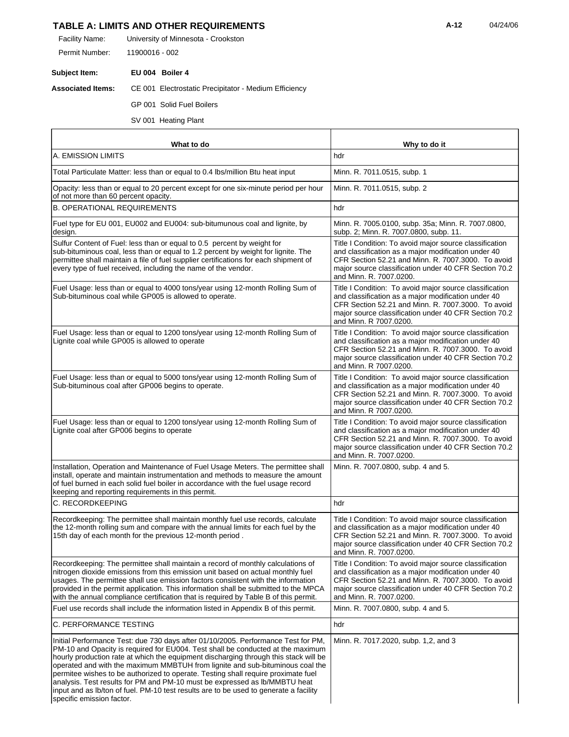# TABLE A: LIMITS AND OTHER REQUIREMENTS

Facility Name: University of Minnesota - Crookston

Permit Number: 11900016 - 002

**Subject Item:** **EU 004 Boiler 4**

**Associated Items:** CE 001 Electrostatic Precipitator - Medium Efficiency

GP 001 Solid Fuel Boilers

SV 001 Heating Plant

| What to do | Why to do it |
|---|---|
| A. EMISSION LIMITS | hdr |
| Total Particulate Matter: less than or equal to 0.4 lbs/million Btu heat input | Minn. R. 7011.0515, subp. 1 |
| Opacity: less than or equal to 20 percent except for one six-minute period per hour of not more than 60 percent opacity. | Minn. R. 7011.0515, subp. 2 |
| B. OPERATIONAL REQUIREMENTS | hdr |
| Fuel type for EU 001, EU002 and EU004: sub-bitumunous coal and lignite, by design. | Minn. R. 7005.0100, subp. 35a; Minn. R. 7007.0800, subp. 2; Minn. R. 7007.0800, subp. 11. |
| Sulfur Content of Fuel: less than or equal to 0.5 percent by weight for sub-bituminous coal, less than or equal to 1.2 percent by weight for lignite. The permittee shall maintain a file of fuel supplier certifications for each shipment of every type of fuel received, including the name of the vendor. | Title I Condition: To avoid major source classification and classification as a major modification under 40 CFR Section 52.21 and Minn. R. 7007.3000. To avoid major source classification under 40 CFR Section 70.2 and Minn. R. 7007.0200. |
| Fuel Usage: less than or equal to 4000 tons/year using 12-month Rolling Sum of Sub-bituminous coal while GP005 is allowed to operate. | Title I Condition: To avoid major source classification and classification as a major modification under 40 CFR Section 52.21 and Minn. R. 7007.3000. To avoid major source classification under 40 CFR Section 70.2 and Minn. R 7007.0200. |
| Fuel Usage: less than or equal to 1200 tons/year using 12-month Rolling Sum of Lignite coal while GP005 is allowed to operate | Title I Condition: To avoid major source classification and classification as a major modification under 40 CFR Section 52.21 and Minn. R. 7007.3000. To avoid major source classification under 40 CFR Section 70.2 and Minn. R 7007.0200. |
| Fuel Usage: less than or equal to 5000 tons/year using 12-month Rolling Sum of Sub-bituminous coal after GP006 begins to operate. | Title I Condition: To avoid major source classification and classification as a major modification under 40 CFR Section 52.21 and Minn. R. 7007.3000. To avoid major source classification under 40 CFR Section 70.2 and Minn. R 7007.0200. |
| Fuel Usage: less than or equal to 1200 tons/year using 12-month Rolling Sum of Lignite coal after GP006 begins to operate | Title I Condition: To avoid major source classification and classification as a major modification under 40 CFR Section 52.21 and Minn. R. 7007.3000. To avoid major source classification under 40 CFR Section 70.2 and Minn. R. 7007.0200. |
| Installation, Operation and Maintenance of Fuel Usage Meters. The permittee shall install, operate and maintain instrumentation and methods to measure the amount of fuel burned in each solid fuel boiler in accordance with the fuel usage record keeping and reporting requirements in this permit. | Minn. R. 7007.0800, subp. 4 and 5. |
| C. RECORDKEEPING | hdr |
| Recordkeeping: The permittee shall maintain monthly fuel use records, calculate the 12-month rolling sum and compare with the annual limits for each fuel by the 15th day of each month for the previous 12-month period . | Title I Condition: To avoid major source classification and classification as a major modification under 40 CFR Section 52.21 and Minn. R. 7007.3000. To avoid major source classification under 40 CFR Section 70.2 and Minn. R. 7007.0200. |
| Recordkeeping: The permittee shall maintain a record of monthly calculations of nitrogen dioxide emissions from this emission unit based on actual monthly fuel usages. The permittee shall use emission factors consistent with the information provided in the permit application. This information shall be submitted to the MPCA with the annual compliance certification that is required by Table B of this permit. | Title I Condition: To avoid major source classification and classification as a major modification under 40 CFR Section 52.21 and Minn. R. 7007.3000. To avoid major source classification under 40 CFR Section 70.2 and Minn. R. 7007.0200. |
| Fuel use records shall include the information listed in Appendix B of this permit. | Minn. R. 7007.0800, subp. 4 and 5. |
| C. PERFORMANCE TESTING | hdr |
| Initial Performance Test: due 730 days after 01/10/2005. Performance Test for PM, PM-10 and Opacity is required for EU004. Test shall be conducted at the maximum hourly production rate at which the equipment discharging through this stack will be operated and with the maximum MMBTUH from lignite and sub-bituminous coal the permitee wishes to be authorized to operate. Testing shall require proximate fuel analysis. Test results for PM and PM-10 must be expressed as lb/MMBTU heat input and as lb/ton of fuel. PM-10 test results are to be used to generate a facility specific emission factor. | Minn. R. 7017.2020, subp. 1,2, and 3 |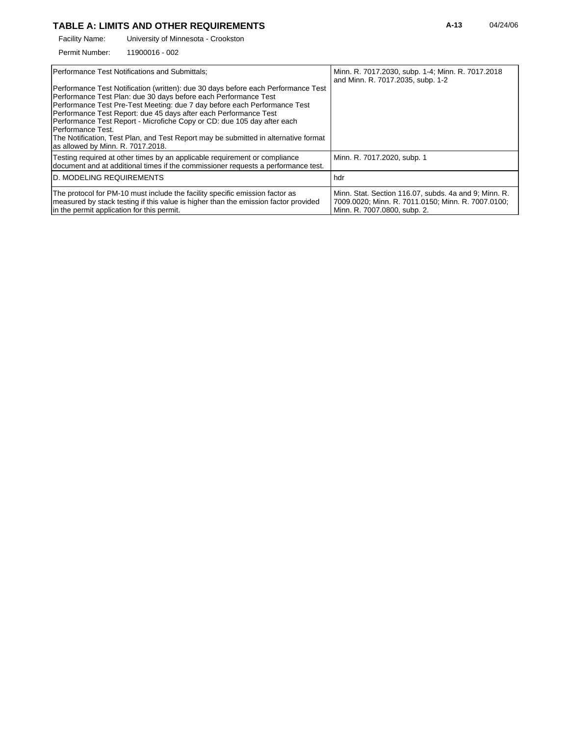## TABLE A: LIMITS AND OTHER REQUIREMENTS

Facility Name: University of Minnesota - Crookston

Permit Number: 11900016 - 002

| | |
|---|---|
| Performance Test Notifications and Submittals;<br><br>Performance Test Notification (written): due 30 days before each Performance Test<br>Performance Test Plan: due 30 days before each Performance Test<br>Performance Test Pre-Test Meeting: due 7 day before each Performance Test<br>Performance Test Report: due 45 days after each Performance Test<br>Performance Test Report - Microfiche Copy or CD: due 105 day after each Performance Test.<br>The Notification, Test Plan, and Test Report may be submitted in alternative format as allowed by Minn. R. 7017.2018. | Minn. R. 7017.2030, subp. 1-4; Minn. R. 7017.2018 and Minn. R. 7017.2035, subp. 1-2 |
| Testing required at other times by an applicable requirement or compliance document and at additional times if the commissioner requests a performance test. | Minn. R. 7017.2020, subp. 1 |
| D. MODELING REQUIREMENTS | hdr |
| The protocol for PM-10 must include the facility specific emission factor as measured by stack testing if this value is higher than the emission factor provided in the permit application for this permit. | Minn. Stat. Section 116.07, subds. 4a and 9; Minn. R. 7009.0020; Minn. R. 7011.0150; Minn. R. 7007.0100; Minn. R. 7007.0800, subp. 2. |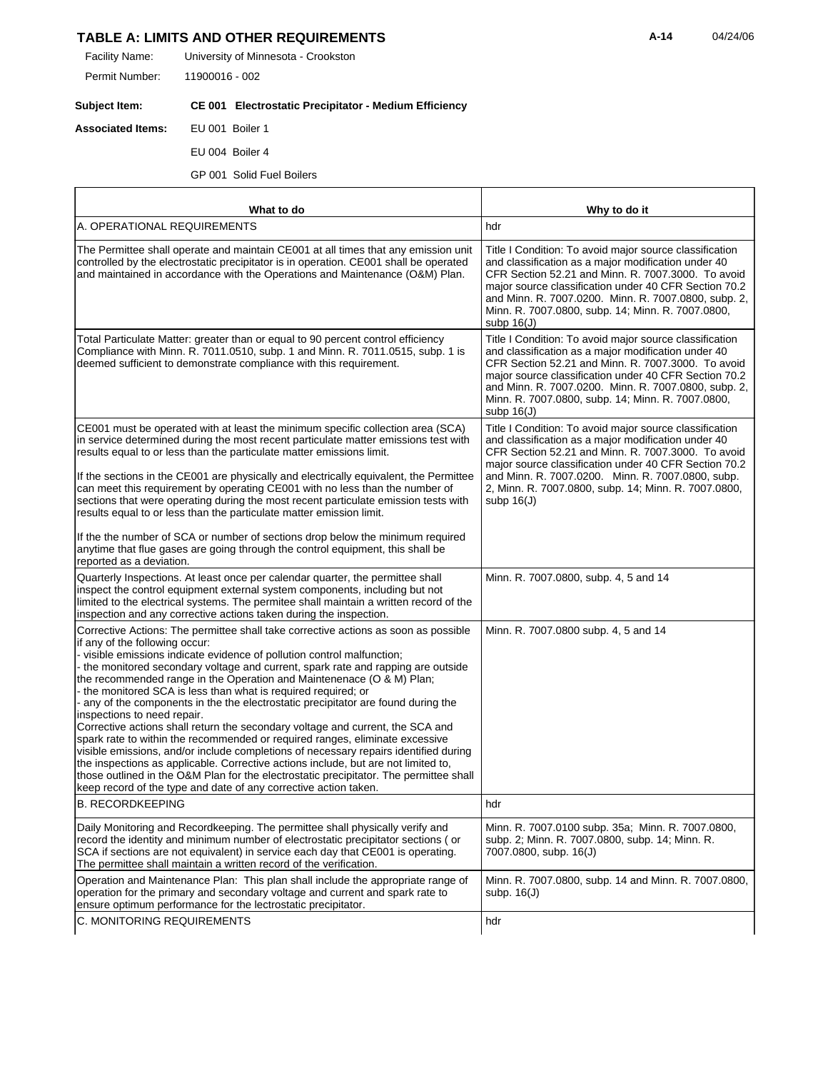## TABLE A: LIMITS AND OTHER REQUIREMENTS

Facility Name: University of Minnesota - Crookston

Permit Number: 11900016 - 002

**Subject Item:** **CE 001 Electrostatic Precipitator - Medium Efficiency**

**Associated Items:** EU 001 Boiler 1

EU 004 Boiler 4

GP 001 Solid Fuel Boilers

| What to do | Why to do it |
|---|---|
| A. OPERATIONAL REQUIREMENTS | hdr |
| The Permittee shall operate and maintain CE001 at all times that any emission unit controlled by the electrostatic precipitator is in operation. CE001 shall be operated and maintained in accordance with the Operations and Maintenance (O&M) Plan. | Title I Condition: To avoid major source classification and classification as a major modification under 40 CFR Section 52.21 and Minn. R. 7007.3000. To avoid major source classification under 40 CFR Section 70.2 and Minn. R. 7007.0200. Minn. R. 7007.0800, subp. 2, Minn. R. 7007.0800, subp. 14; Minn. R. 7007.0800, subp 16(J) |
| Total Particulate Matter: greater than or equal to 90 percent control efficiency Compliance with Minn. R. 7011.0510, subp. 1 and Minn. R. 7011.0515, subp. 1 is deemed sufficient to demonstrate compliance with this requirement. | Title I Condition: To avoid major source classification and classification as a major modification under 40 CFR Section 52.21 and Minn. R. 7007.3000. To avoid major source classification under 40 CFR Section 70.2 and Minn. R. 7007.0200. Minn. R. 7007.0800, subp. 2, Minn. R. 7007.0800, subp. 14; Minn. R. 7007.0800, subp 16(J) |
| CE001 must be operated with at least the minimum specific collection area (SCA) in service determined during the most recent particulate matter emissions test with results equal to or less than the particulate matter emissions limit.<br><br>If the sections in the CE001 are physically and electrically equivalent, the Permittee can meet this requirement by operating CE001 with no less than the number of sections that were operating during the most recent particulate emission tests with results equal to or less than the particulate matter emission limit.<br><br>If the the number of SCA or number of sections drop below the minimum required anytime that flue gases are going through the control equipment, this shall be reported as a deviation. | Title I Condition: To avoid major source classification and classification as a major modification under 40 CFR Section 52.21 and Minn. R. 7007.3000. To avoid major source classification under 40 CFR Section 70.2 and Minn. R. 7007.0200. Minn. R. 7007.0800, subp. 2, Minn. R. 7007.0800, subp. 14; Minn. R. 7007.0800, subp 16(J) |
| Quarterly Inspections. At least once per calendar quarter, the permittee shall inspect the control equipment external system components, including but not limited to the electrical systems. The permitee shall maintain a written record of the inspection and any corrective actions taken during the inspection. | Minn. R. 7007.0800, subp. 4, 5 and 14 |
| Corrective Actions: The permittee shall take corrective actions as soon as possible if any of the following occur:<br>- visible emissions indicate evidence of pollution control malfunction;<br>- the monitored secondary voltage and current, spark rate and rapping are outside the recommended range in the Operation and Maintenenace (O & M) Plan;<br>- the monitored SCA is less than what is required required; or<br>- any of the components in the the electrostatic precipitator are found during the inspections to need repair.<br>Corrective actions shall return the secondary voltage and current, the SCA and spark rate to within the recommended or required ranges, eliminate excessive visible emissions, and/or include completions of necessary repairs identified during the inspections as applicable. Corrective actions include, but are not limited to, those outlined in the O&M Plan for the electrostatic precipitator. The permittee shall keep record of the type and date of any corrective action taken. | Minn. R. 7007.0800 subp. 4, 5 and 14 |
| B. RECORDKEEPING | hdr |
| Daily Monitoring and Recordkeeping. The permittee shall physically verify and record the identity and minimum number of electrostatic precipitator sections ( or SCA if sections are not equivalent) in service each day that CE001 is operating. The permittee shall maintain a written record of the verification. | Minn. R. 7007.0100 subp. 35a; Minn. R. 7007.0800, subp. 2; Minn. R. 7007.0800, subp. 14; Minn. R. 7007.0800, subp. 16(J) |
| Operation and Maintenance Plan: This plan shall include the appropriate range of operation for the primary and secondary voltage and current and spark rate to ensure optimum performance for the lectrostatic precipitator. | Minn. R. 7007.0800, subp. 14 and Minn. R. 7007.0800, subp. 16(J) |
| C. MONITORING REQUIREMENTS | hdr |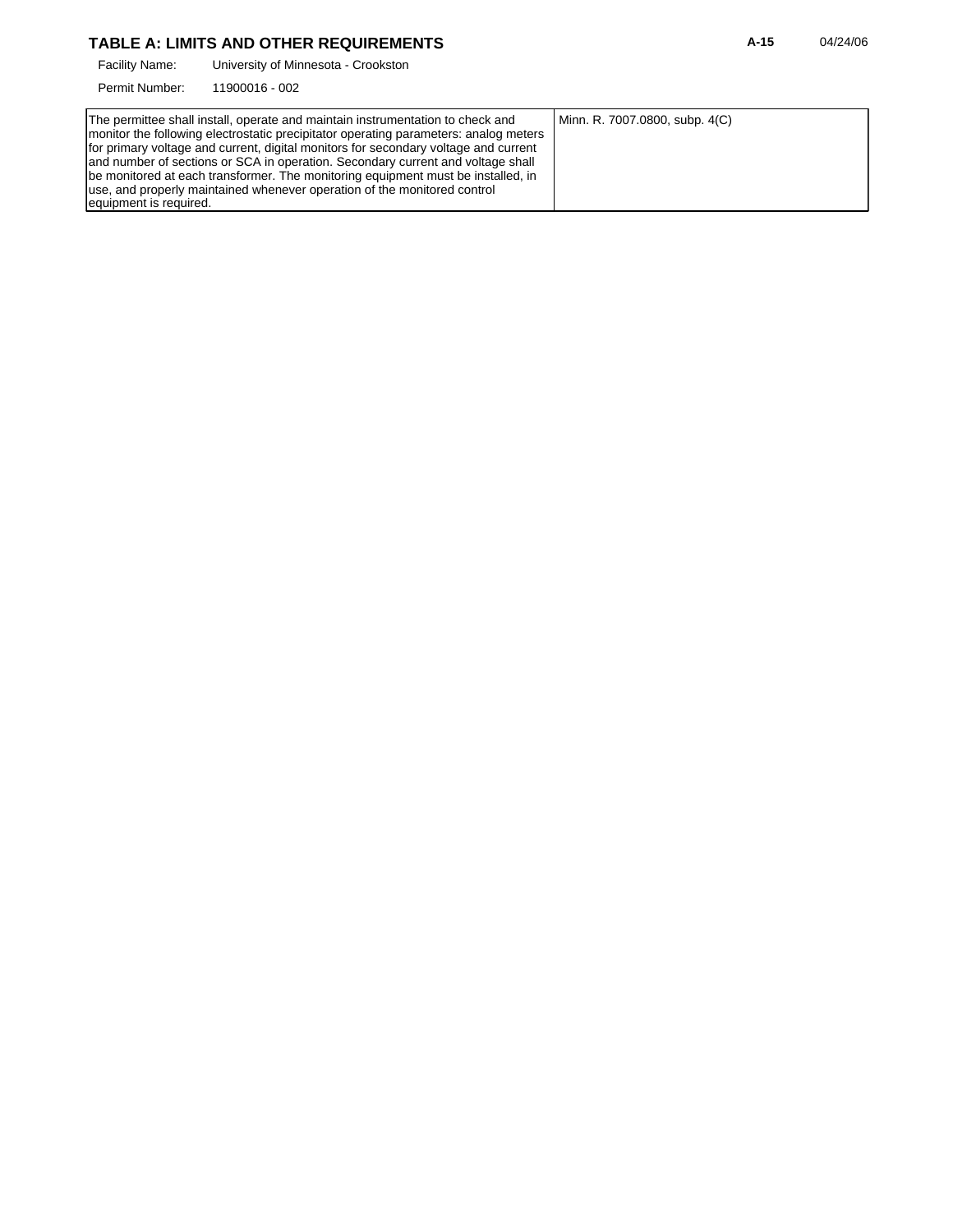## TABLE A: LIMITS AND OTHER REQUIREMENTS

Facility Name: University of Minnesota - Crookston

Permit Number: 11900016 - 002

| | |
|---|---|
| The permittee shall install, operate and maintain instrumentation to check and monitor the following electrostatic precipitator operating parameters: analog meters for primary voltage and current, digital monitors for secondary voltage and current and number of sections or SCA in operation. Secondary current and voltage shall be monitored at each transformer. The monitoring equipment must be installed, in use, and properly maintained whenever operation of the monitored control equipment is required. | Minn. R. 7007.0800, subp. 4(C) |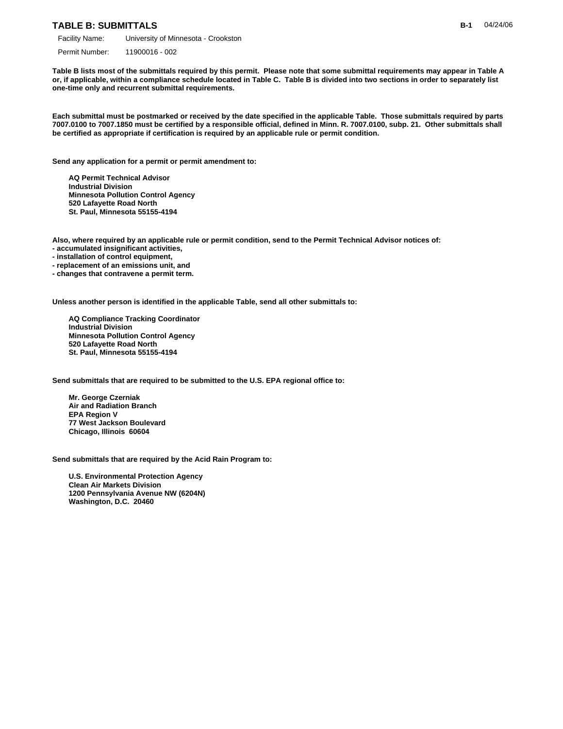## TABLE B: SUBMITTALS

Facility Name: University of Minnesota - Crookston

Permit Number: 11900016 - 002

**Table B lists most of the submittals required by this permit. Please note that some submittal requirements may appear in Table A or, if applicable, within a compliance schedule located in Table C. Table B is divided into two sections in order to separately list one-time only and recurrent submittal requirements.**

**Each submittal must be postmarked or received by the date specified in the applicable Table. Those submittals required by parts 7007.0100 to 7007.1850 must be certified by a responsible official, defined in Minn. R. 7007.0100, subp. 21. Other submittals shall be certified as appropriate if certification is required by an applicable rule or permit condition.**

**Send any application for a permit or permit amendment to:**

> **AQ Permit Technical Advisor**
> **Industrial Division**
> **Minnesota Pollution Control Agency**
> **520 Lafayette Road North**
> **St. Paul, Minnesota 55155-4194**

**Also, where required by an applicable rule or permit condition, send to the Permit Technical Advisor notices of:**
- **accumulated insignificant activities,**
- **installation of control equipment,**
- **replacement of an emissions unit, and**
- **changes that contravene a permit term.**

**Unless another person is identified in the applicable Table, send all other submittals to:**

> **AQ Compliance Tracking Coordinator**
> **Industrial Division**
> **Minnesota Pollution Control Agency**
> **520 Lafayette Road North**
> **St. Paul, Minnesota 55155-4194**

**Send submittals that are required to be submitted to the U.S. EPA regional office to:**

> **Mr. George Czerniak**
> **Air and Radiation Branch**
> **EPA Region V**
> **77 West Jackson Boulevard**
> **Chicago, Illinois 60604**

**Send submittals that are required by the Acid Rain Program to:**

> **U.S. Environmental Protection Agency**
> **Clean Air Markets Division**
> **1200 Pennsylvania Avenue NW (6204N)**
> **Washington, D.C. 20460**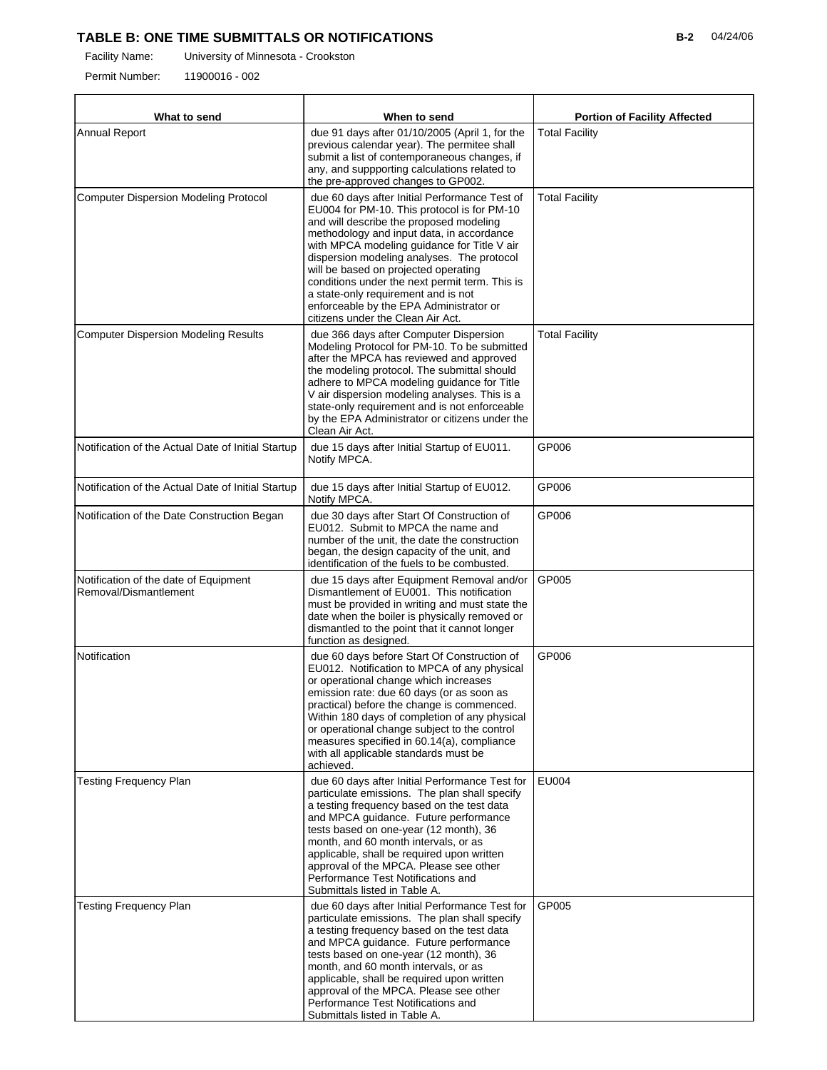## TABLE B: ONE TIME SUBMITTALS OR NOTIFICATIONS

Facility Name: University of Minnesota - Crookston

Permit Number: 11900016 - 002

| What to send | When to send | Portion of Facility Affected |
|---|---|---|
| Annual Report | due 91 days after 01/10/2005 (April 1, for the previous calendar year). The permitee shall submit a list of contemporaneous changes, if any, and suppporting calculations related to the pre-approved changes to GP002. | Total Facility |
| Computer Dispersion Modeling Protocol | due 60 days after Initial Performance Test of EU004 for PM-10. This protocol is for PM-10 and will describe the proposed modeling methodology and input data, in accordance with MPCA modeling guidance for Title V air dispersion modeling analyses. The protocol will be based on projected operating conditions under the next permit term. This is a state-only requirement and is not enforceable by the EPA Administrator or citizens under the Clean Air Act. | Total Facility |
| Computer Dispersion Modeling Results | due 366 days after Computer Dispersion Modeling Protocol for PM-10. To be submitted after the MPCA has reviewed and approved the modeling protocol. The submittal should adhere to MPCA modeling guidance for Title V air dispersion modeling analyses. This is a state-only requirement and is not enforceable by the EPA Administrator or citizens under the Clean Air Act. | Total Facility |
| Notification of the Actual Date of Initial Startup | due 15 days after Initial Startup of EU011. Notify MPCA. | GP006 |
| Notification of the Actual Date of Initial Startup | due 15 days after Initial Startup of EU012. Notify MPCA. | GP006 |
| Notification of the Date Construction Began | due 30 days after Start Of Construction of EU012. Submit to MPCA the name and number of the unit, the date the construction began, the design capacity of the unit, and identification of the fuels to be combusted. | GP006 |
| Notification of the date of Equipment Removal/Dismantlement | due 15 days after Equipment Removal and/or Dismantlement of EU001. This notification must be provided in writing and must state the date when the boiler is physically removed or dismantled to the point that it cannot longer function as designed. | GP005 |
| Notification | due 60 days before Start Of Construction of EU012. Notification to MPCA of any physical or operational change which increases emission rate: due 60 days (or as soon as practical) before the change is commenced. Within 180 days of completion of any physical or operational change subject to the control measures specified in 60.14(a), compliance with all applicable standards must be achieved. | GP006 |
| Testing Frequency Plan | due 60 days after Initial Performance Test for particulate emissions. The plan shall specify a testing frequency based on the test data and MPCA guidance. Future performance tests based on one-year (12 month), 36 month, and 60 month intervals, or as applicable, shall be required upon written approval of the MPCA. Please see other Performance Test Notifications and Submittals listed in Table A. | EU004 |
| Testing Frequency Plan | due 60 days after Initial Performance Test for particulate emissions. The plan shall specify a testing frequency based on the test data and MPCA guidance. Future performance tests based on one-year (12 month), 36 month, and 60 month intervals, or as applicable, shall be required upon written approval of the MPCA. Please see other Performance Test Notifications and Submittals listed in Table A. | GP005 |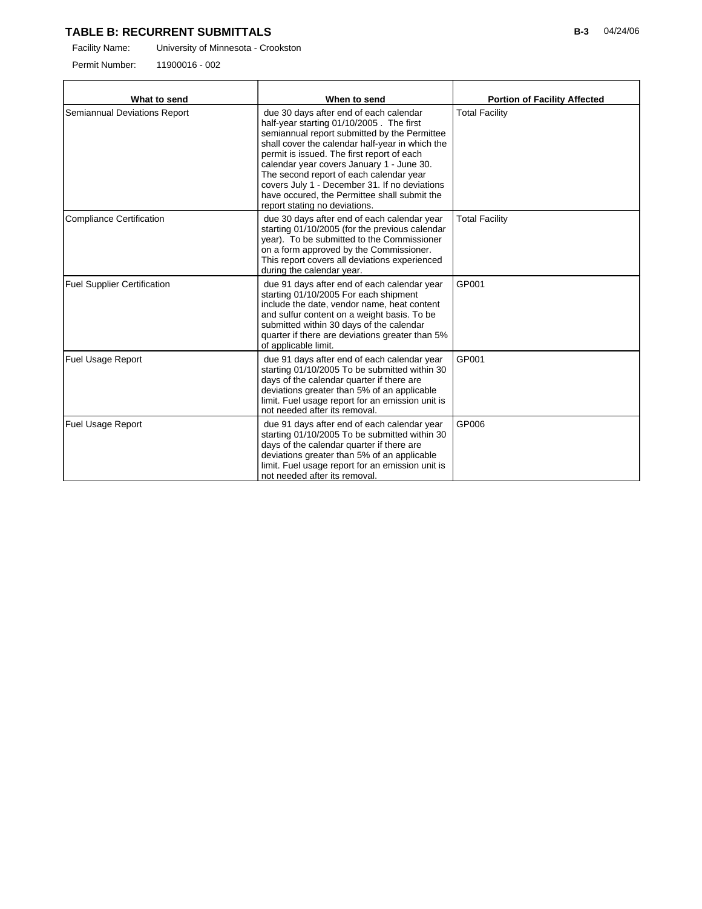## TABLE B: RECURRENT SUBMITTALS

Facility Name: University of Minnesota - Crookston

Permit Number: 11900016 - 002

| What to send | When to send | Portion of Facility Affected |
|---|---|---|
| Semiannual Deviations Report | due 30 days after end of each calendar half-year starting 01/10/2005 . The first semiannual report submitted by the Permittee shall cover the calendar half-year in which the permit is issued. The first report of each calendar year covers January 1 - June 30. The second report of each calendar year covers July 1 - December 31. If no deviations have occured, the Permittee shall submit the report stating no deviations. | Total Facility |
| Compliance Certification | due 30 days after end of each calendar year starting 01/10/2005 (for the previous calendar year). To be submitted to the Commissioner on a form approved by the Commissioner. This report covers all deviations experienced during the calendar year. | Total Facility |
| Fuel Supplier Certification | due 91 days after end of each calendar year starting 01/10/2005 For each shipment include the date, vendor name, heat content and sulfur content on a weight basis. To be submitted within 30 days of the calendar quarter if there are deviations greater than 5% of applicable limit. | GP001 |
| Fuel Usage Report | due 91 days after end of each calendar year starting 01/10/2005 To be submitted within 30 days of the calendar quarter if there are deviations greater than 5% of an applicable limit. Fuel usage report for an emission unit is not needed after its removal. | GP001 |
| Fuel Usage Report | due 91 days after end of each calendar year starting 01/10/2005 To be submitted within 30 days of the calendar quarter if there are deviations greater than 5% of an applicable limit. Fuel usage report for an emission unit is not needed after its removal. | GP006 |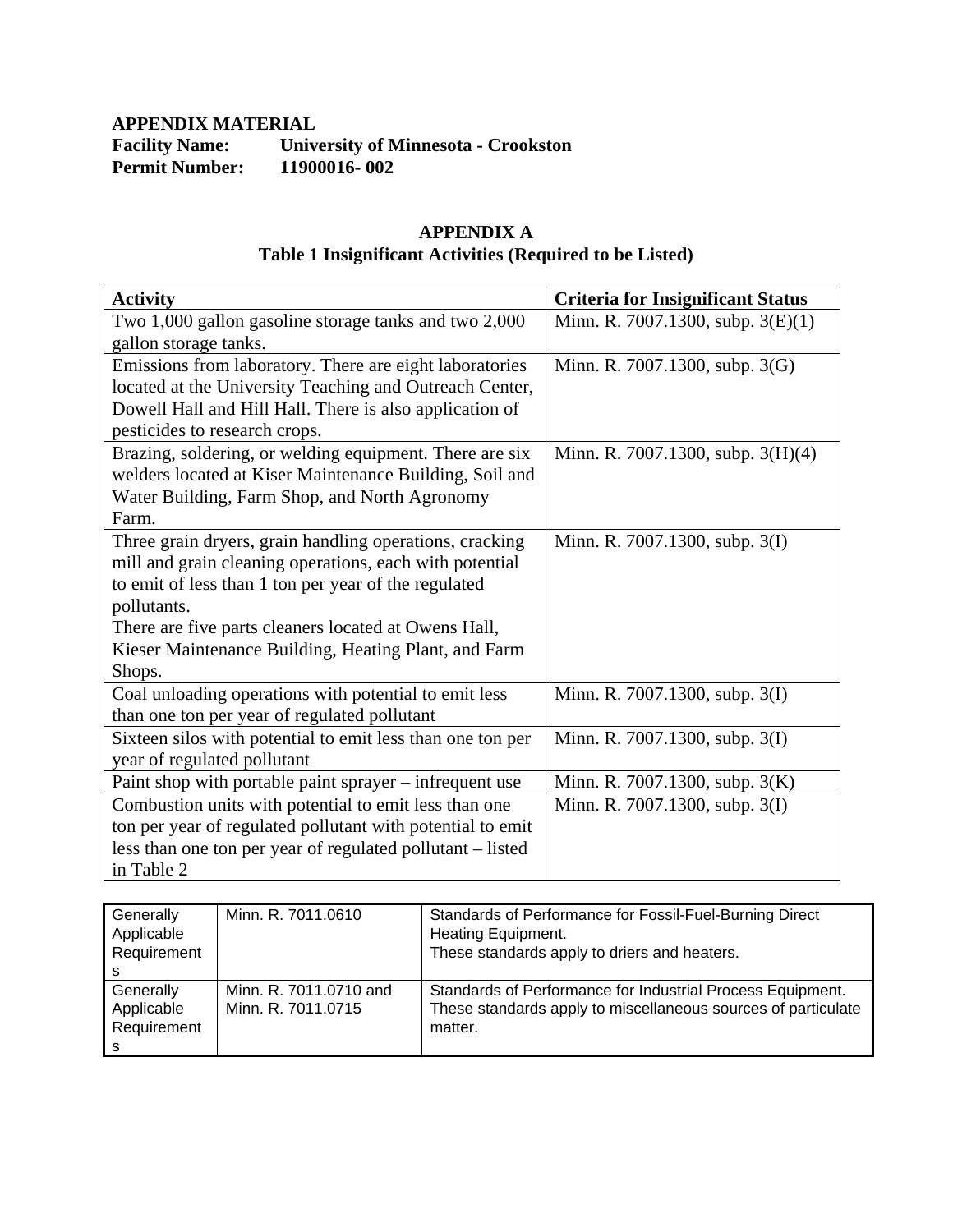**APPENDIX MATERIAL**
**Facility Name:** **University of Minnesota - Crookston**
**Permit Number:** **11900016- 002**

## APPENDIX A
### Table 1 Insignificant Activities (Required to be Listed)

| Activity | Criteria for Insignificant Status |
|---|---|
| Two 1,000 gallon gasoline storage tanks and two 2,000 gallon storage tanks. | Minn. R. 7007.1300, subp. 3(E)(1) |
| Emissions from laboratory. There are eight laboratories located at the University Teaching and Outreach Center, Dowell Hall and Hill Hall. There is also application of pesticides to research crops. | Minn. R. 7007.1300, subp. 3(G) |
| Brazing, soldering, or welding equipment. There are six welders located at Kiser Maintenance Building, Soil and Water Building, Farm Shop, and North Agronomy Farm. | Minn. R. 7007.1300, subp. 3(H)(4) |
| Three grain dryers, grain handling operations, cracking mill and grain cleaning operations, each with potential to emit of less than 1 ton per year of the regulated pollutants.<br>There are five parts cleaners located at Owens Hall, Kieser Maintenance Building, Heating Plant, and Farm Shops. | Minn. R. 7007.1300, subp. 3(I) |
| Coal unloading operations with potential to emit less than one ton per year of regulated pollutant | Minn. R. 7007.1300, subp. 3(I) |
| Sixteen silos with potential to emit less than one ton per year of regulated pollutant | Minn. R. 7007.1300, subp. 3(I) |
| Paint shop with portable paint sprayer – infrequent use | Minn. R. 7007.1300, subp. 3(K) |
| Combustion units with potential to emit less than one ton per year of regulated pollutant with potential to emit less than one ton per year of regulated pollutant – listed in Table 2 | Minn. R. 7007.1300, subp. 3(I) |

| | | |
|---|---|---|
| Generally Applicable Requirements | Minn. R. 7011.0610 | Standards of Performance for Fossil-Fuel-Burning Direct Heating Equipment.<br>These standards apply to driers and heaters. |
| Generally Applicable Requirements | Minn. R. 7011.0710 and Minn. R. 7011.0715 | Standards of Performance for Industrial Process Equipment.<br>These standards apply to miscellaneous sources of particulate matter. |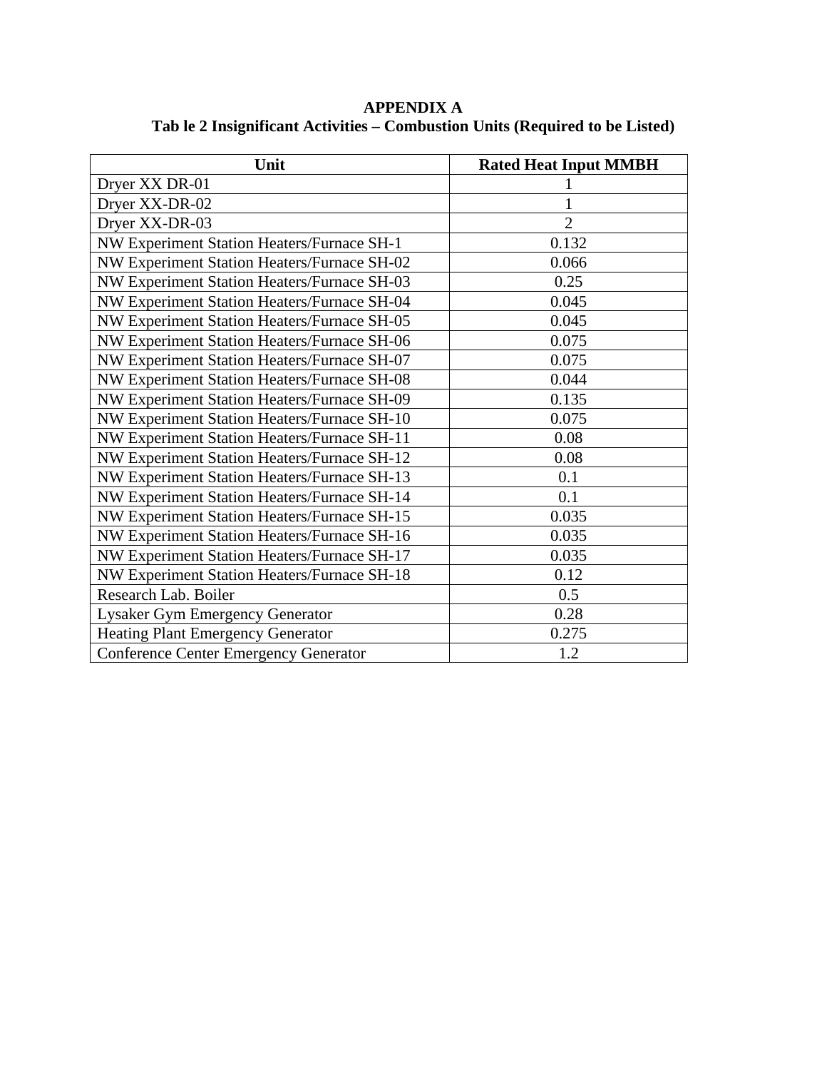**APPENDIX A**

**Tab le 2 Insignificant Activities – Combustion Units (Required to be Listed)**

| Unit | Rated Heat Input MMBH |
|---|---|
| Dryer XX DR-01 | 1 |
| Dryer XX-DR-02 | 1 |
| Dryer XX-DR-03 | 2 |
| NW Experiment Station Heaters/Furnace SH-1 | 0.132 |
| NW Experiment Station Heaters/Furnace SH-02 | 0.066 |
| NW Experiment Station Heaters/Furnace SH-03 | 0.25 |
| NW Experiment Station Heaters/Furnace SH-04 | 0.045 |
| NW Experiment Station Heaters/Furnace SH-05 | 0.045 |
| NW Experiment Station Heaters/Furnace SH-06 | 0.075 |
| NW Experiment Station Heaters/Furnace SH-07 | 0.075 |
| NW Experiment Station Heaters/Furnace SH-08 | 0.044 |
| NW Experiment Station Heaters/Furnace SH-09 | 0.135 |
| NW Experiment Station Heaters/Furnace SH-10 | 0.075 |
| NW Experiment Station Heaters/Furnace SH-11 | 0.08 |
| NW Experiment Station Heaters/Furnace SH-12 | 0.08 |
| NW Experiment Station Heaters/Furnace SH-13 | 0.1 |
| NW Experiment Station Heaters/Furnace SH-14 | 0.1 |
| NW Experiment Station Heaters/Furnace SH-15 | 0.035 |
| NW Experiment Station Heaters/Furnace SH-16 | 0.035 |
| NW Experiment Station Heaters/Furnace SH-17 | 0.035 |
| NW Experiment Station Heaters/Furnace SH-18 | 0.12 |
| Research Lab. Boiler | 0.5 |
| Lysaker Gym Emergency Generator | 0.28 |
| Heating Plant Emergency Generator | 0.275 |
| Conference Center Emergency Generator | 1.2 |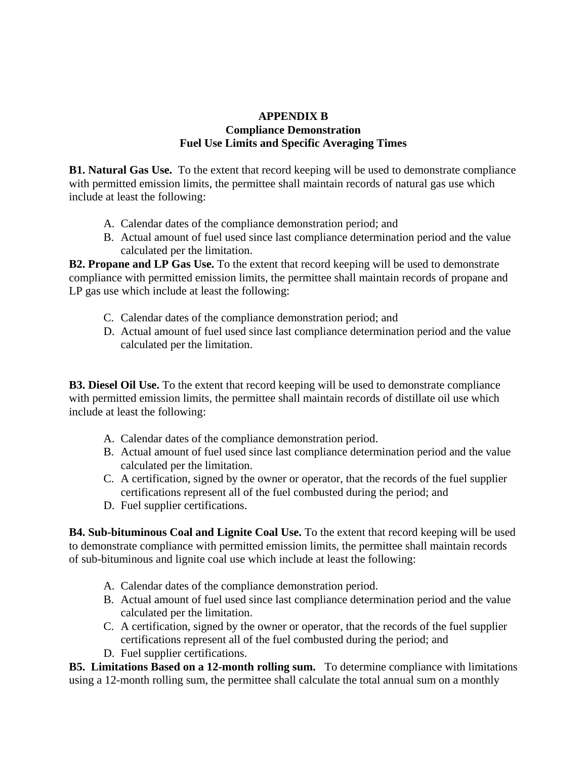**APPENDIX B**
**Compliance Demonstration**
**Fuel Use Limits and Specific Averaging Times**

**B1. Natural Gas Use.** To the extent that record keeping will be used to demonstrate compliance with permitted emission limits, the permittee shall maintain records of natural gas use which include at least the following:

A. Calendar dates of the compliance demonstration period; and
B. Actual amount of fuel used since last compliance determination period and the value calculated per the limitation.

**B2. Propane and LP Gas Use.** To the extent that record keeping will be used to demonstrate compliance with permitted emission limits, the permittee shall maintain records of propane and LP gas use which include at least the following:

C. Calendar dates of the compliance demonstration period; and
D. Actual amount of fuel used since last compliance determination period and the value calculated per the limitation.

**B3. Diesel Oil Use.** To the extent that record keeping will be used to demonstrate compliance with permitted emission limits, the permittee shall maintain records of distillate oil use which include at least the following:

A. Calendar dates of the compliance demonstration period.
B. Actual amount of fuel used since last compliance determination period and the value calculated per the limitation.
C. A certification, signed by the owner or operator, that the records of the fuel supplier certifications represent all of the fuel combusted during the period; and
D. Fuel supplier certifications.

**B4. Sub-bituminous Coal and Lignite Coal Use.** To the extent that record keeping will be used to demonstrate compliance with permitted emission limits, the permittee shall maintain records of sub-bituminous and lignite coal use which include at least the following:

A. Calendar dates of the compliance demonstration period.
B. Actual amount of fuel used since last compliance determination period and the value calculated per the limitation.
C. A certification, signed by the owner or operator, that the records of the fuel supplier certifications represent all of the fuel combusted during the period; and
D. Fuel supplier certifications.

**B5. Limitations Based on a 12-month rolling sum.** To determine compliance with limitations using a 12-month rolling sum, the permittee shall calculate the total annual sum on a monthly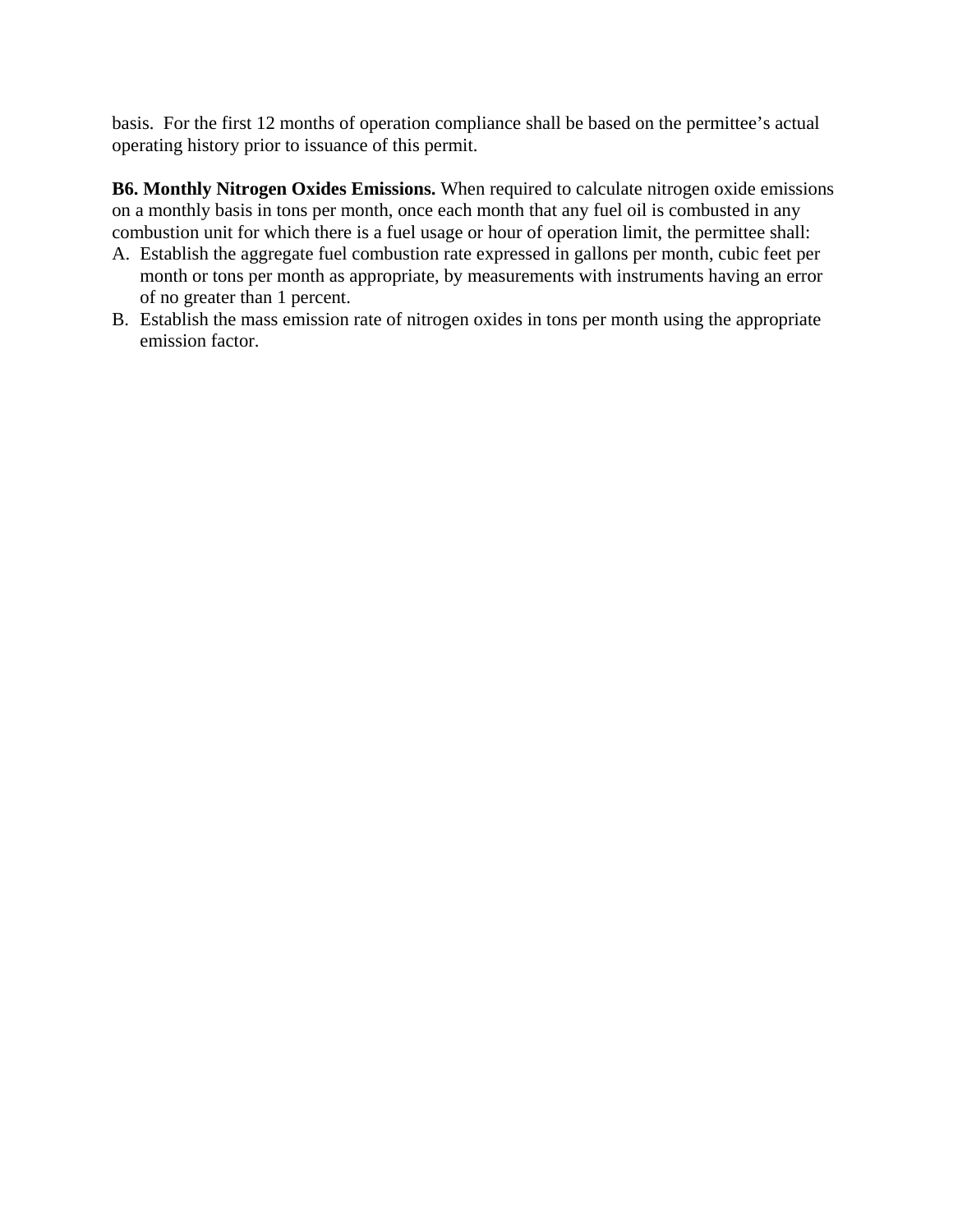basis. For the first 12 months of operation compliance shall be based on the permittee's actual operating history prior to issuance of this permit.

**B6. Monthly Nitrogen Oxides Emissions.** When required to calculate nitrogen oxide emissions on a monthly basis in tons per month, once each month that any fuel oil is combusted in any combustion unit for which there is a fuel usage or hour of operation limit, the permittee shall:

A. Establish the aggregate fuel combustion rate expressed in gallons per month, cubic feet per month or tons per month as appropriate, by measurements with instruments having an error of no greater than 1 percent.
B. Establish the mass emission rate of nitrogen oxides in tons per month using the appropriate emission factor.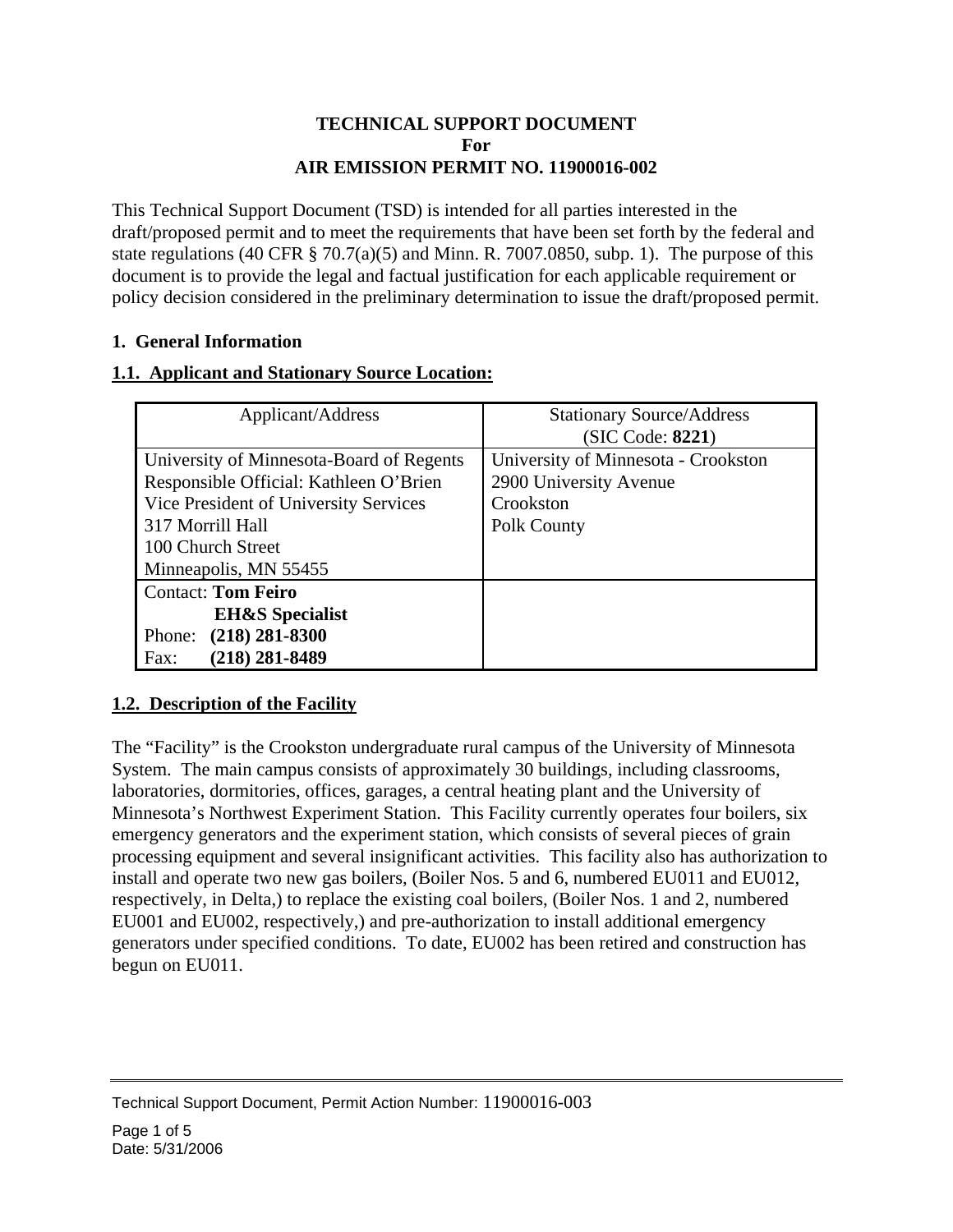**TECHNICAL SUPPORT DOCUMENT**
**For**
**AIR EMISSION PERMIT NO. 11900016-002**

This Technical Support Document (TSD) is intended for all parties interested in the draft/proposed permit and to meet the requirements that have been set forth by the federal and state regulations (40 CFR § 70.7(a)(5) and Minn. R. 7007.0850, subp. 1). The purpose of this document is to provide the legal and factual justification for each applicable requirement or policy decision considered in the preliminary determination to issue the draft/proposed permit.

## 1. General Information

### 1.1. Applicant and Stationary Source Location:

| Applicant/Address | Stationary Source/Address (SIC Code: **8221**) |
|---|---|
| University of Minnesota-Board of Regents<br>Responsible Official: Kathleen O'Brien<br>Vice President of University Services<br>317 Morrill Hall<br>100 Church Street<br>Minneapolis, MN 55455 | University of Minnesota - Crookston<br>2900 University Avenue<br>Crookston<br>Polk County |
| Contact: **Tom Feiro**<br>**EH&S Specialist**<br>Phone: **(218) 281-8300**<br>Fax: **(218) 281-8489** | |

### 1.2. Description of the Facility

The "Facility" is the Crookston undergraduate rural campus of the University of Minnesota System. The main campus consists of approximately 30 buildings, including classrooms, laboratories, dormitories, offices, garages, a central heating plant and the University of Minnesota's Northwest Experiment Station. This Facility currently operates four boilers, six emergency generators and the experiment station, which consists of several pieces of grain processing equipment and several insignificant activities. This facility also has authorization to install and operate two new gas boilers, (Boiler Nos. 5 and 6, numbered EU011 and EU012, respectively, in Delta,) to replace the existing coal boilers, (Boiler Nos. 1 and 2, numbered EU001 and EU002, respectively,) and pre-authorization to install additional emergency generators under specified conditions. To date, EU002 has been retired and construction has begun on EU011.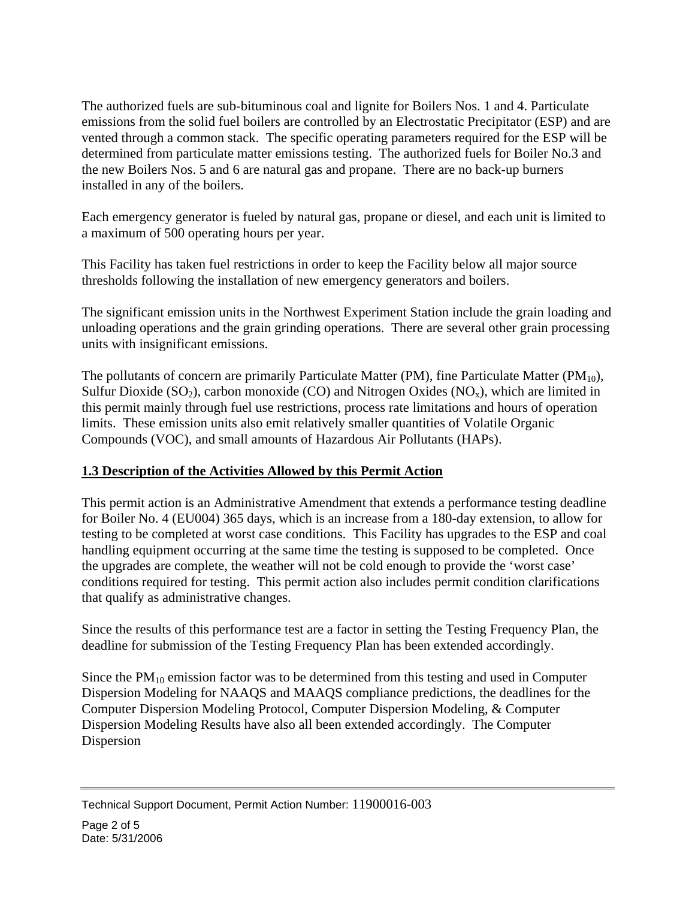The authorized fuels are sub-bituminous coal and lignite for Boilers Nos. 1 and 4. Particulate emissions from the solid fuel boilers are controlled by an Electrostatic Precipitator (ESP) and are vented through a common stack. The specific operating parameters required for the ESP will be determined from particulate matter emissions testing. The authorized fuels for Boiler No.3 and the new Boilers Nos. 5 and 6 are natural gas and propane. There are no back-up burners installed in any of the boilers.

Each emergency generator is fueled by natural gas, propane or diesel, and each unit is limited to a maximum of 500 operating hours per year.

This Facility has taken fuel restrictions in order to keep the Facility below all major source thresholds following the installation of new emergency generators and boilers.

The significant emission units in the Northwest Experiment Station include the grain loading and unloading operations and the grain grinding operations. There are several other grain processing units with insignificant emissions.

The pollutants of concern are primarily Particulate Matter (PM), fine Particulate Matter ($PM_{10}$), Sulfur Dioxide ($SO_2$), carbon monoxide (CO) and Nitrogen Oxides ($NO_x$), which are limited in this permit mainly through fuel use restrictions, process rate limitations and hours of operation limits. These emission units also emit relatively smaller quantities of Volatile Organic Compounds (VOC), and small amounts of Hazardous Air Pollutants (HAPs).

## 1.3 Description of the Activities Allowed by this Permit Action

This permit action is an Administrative Amendment that extends a performance testing deadline for Boiler No. 4 (EU004) 365 days, which is an increase from a 180-day extension, to allow for testing to be completed at worst case conditions. This Facility has upgrades to the ESP and coal handling equipment occurring at the same time the testing is supposed to be completed. Once the upgrades are complete, the weather will not be cold enough to provide the 'worst case' conditions required for testing. This permit action also includes permit condition clarifications that qualify as administrative changes.

Since the results of this performance test are a factor in setting the Testing Frequency Plan, the deadline for submission of the Testing Frequency Plan has been extended accordingly.

Since the $PM_{10}$ emission factor was to be determined from this testing and used in Computer Dispersion Modeling for NAAQS and MAAQS compliance predictions, the deadlines for the Computer Dispersion Modeling Protocol, Computer Dispersion Modeling, & Computer Dispersion Modeling Results have also all been extended accordingly. The Computer Dispersion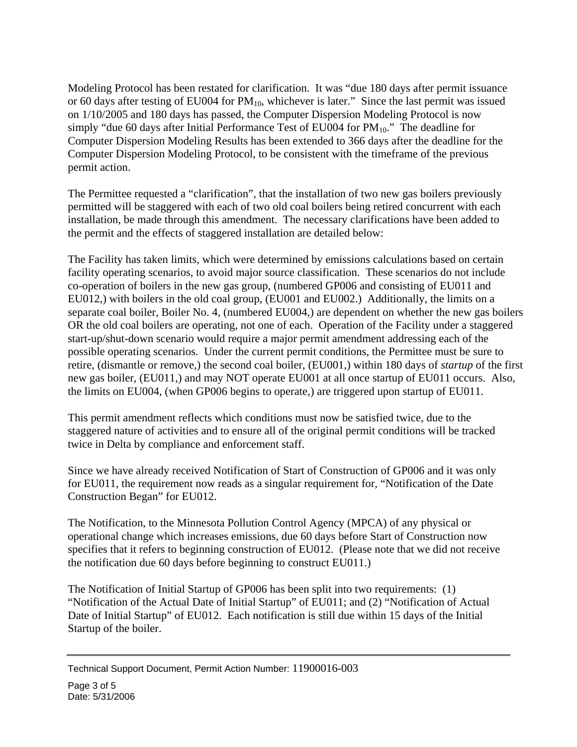Modeling Protocol has been restated for clarification. It was "due 180 days after permit issuance or 60 days after testing of EU004 for $PM_{10}$, whichever is later." Since the last permit was issued on 1/10/2005 and 180 days has passed, the Computer Dispersion Modeling Protocol is now simply "due 60 days after Initial Performance Test of EU004 for $PM_{10}$." The deadline for Computer Dispersion Modeling Results has been extended to 366 days after the deadline for the Computer Dispersion Modeling Protocol, to be consistent with the timeframe of the previous permit action.

The Permittee requested a "clarification", that the installation of two new gas boilers previously permitted will be staggered with each of two old coal boilers being retired concurrent with each installation, be made through this amendment. The necessary clarifications have been added to the permit and the effects of staggered installation are detailed below:

The Facility has taken limits, which were determined by emissions calculations based on certain facility operating scenarios, to avoid major source classification. These scenarios do not include co-operation of boilers in the new gas group, (numbered GP006 and consisting of EU011 and EU012,) with boilers in the old coal group, (EU001 and EU002.) Additionally, the limits on a separate coal boiler, Boiler No. 4, (numbered EU004,) are dependent on whether the new gas boilers OR the old coal boilers are operating, not one of each. Operation of the Facility under a staggered start-up/shut-down scenario would require a major permit amendment addressing each of the possible operating scenarios. Under the current permit conditions, the Permittee must be sure to retire, (dismantle or remove,) the second coal boiler, (EU001,) within 180 days of *startup* of the first new gas boiler, (EU011,) and may NOT operate EU001 at all once startup of EU011 occurs. Also, the limits on EU004, (when GP006 begins to operate,) are triggered upon startup of EU011.

This permit amendment reflects which conditions must now be satisfied twice, due to the staggered nature of activities and to ensure all of the original permit conditions will be tracked twice in Delta by compliance and enforcement staff.

Since we have already received Notification of Start of Construction of GP006 and it was only for EU011, the requirement now reads as a singular requirement for, "Notification of the Date Construction Began" for EU012.

The Notification, to the Minnesota Pollution Control Agency (MPCA) of any physical or operational change which increases emissions, due 60 days before Start of Construction now specifies that it refers to beginning construction of EU012. (Please note that we did not receive the notification due 60 days before beginning to construct EU011.)

The Notification of Initial Startup of GP006 has been split into two requirements: (1) "Notification of the Actual Date of Initial Startup" of EU011; and (2) "Notification of Actual Date of Initial Startup" of EU012. Each notification is still due within 15 days of the Initial Startup of the boiler.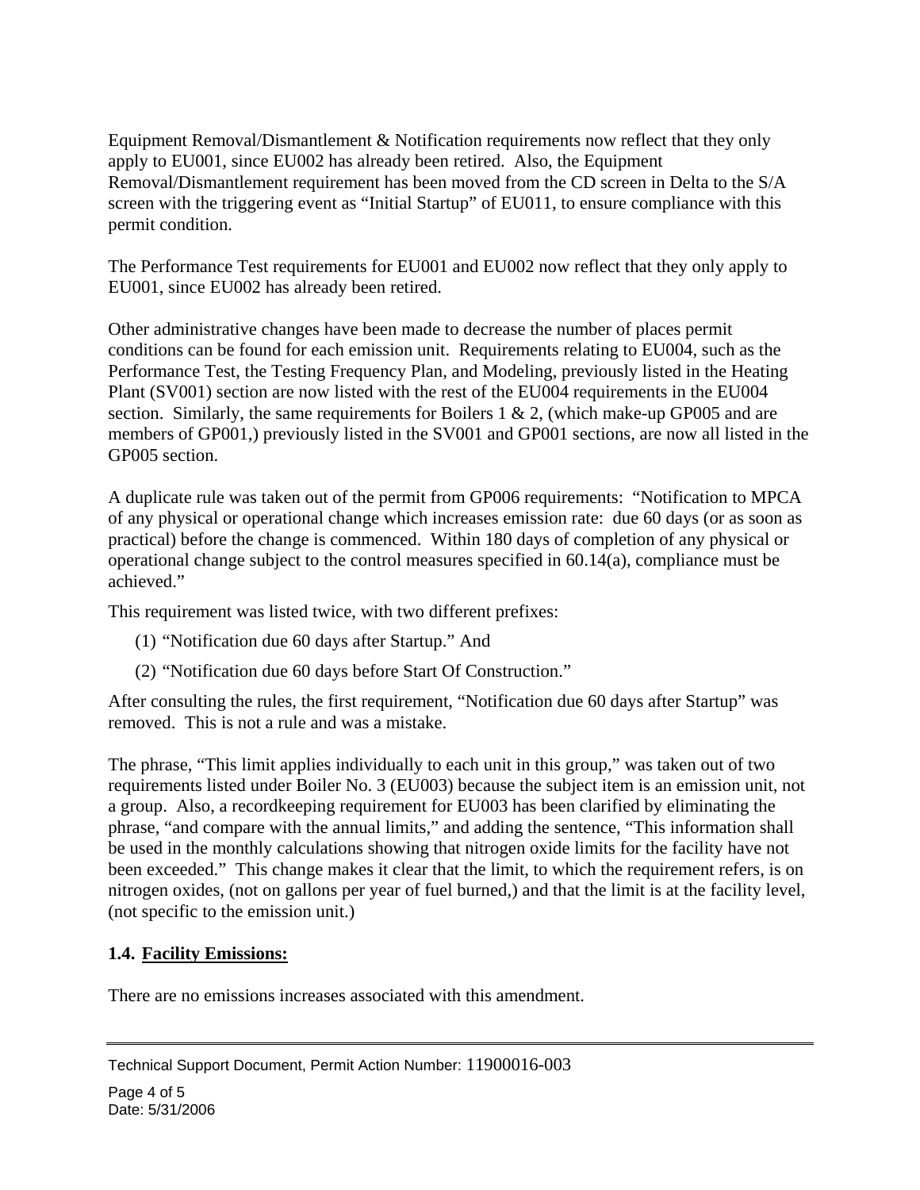Equipment Removal/Dismantlement & Notification requirements now reflect that they only apply to EU001, since EU002 has already been retired. Also, the Equipment Removal/Dismantlement requirement has been moved from the CD screen in Delta to the S/A screen with the triggering event as "Initial Startup" of EU011, to ensure compliance with this permit condition.

The Performance Test requirements for EU001 and EU002 now reflect that they only apply to EU001, since EU002 has already been retired.

Other administrative changes have been made to decrease the number of places permit conditions can be found for each emission unit. Requirements relating to EU004, such as the Performance Test, the Testing Frequency Plan, and Modeling, previously listed in the Heating Plant (SV001) section are now listed with the rest of the EU004 requirements in the EU004 section. Similarly, the same requirements for Boilers 1 & 2, (which make-up GP005 and are members of GP001,) previously listed in the SV001 and GP001 sections, are now all listed in the GP005 section.

A duplicate rule was taken out of the permit from GP006 requirements: "Notification to MPCA of any physical or operational change which increases emission rate: due 60 days (or as soon as practical) before the change is commenced. Within 180 days of completion of any physical or operational change subject to the control measures specified in 60.14(a), compliance must be achieved."

This requirement was listed twice, with two different prefixes:

(1) "Notification due 60 days after Startup." And

(2) "Notification due 60 days before Start Of Construction."

After consulting the rules, the first requirement, "Notification due 60 days after Startup" was removed. This is not a rule and was a mistake.

The phrase, "This limit applies individually to each unit in this group," was taken out of two requirements listed under Boiler No. 3 (EU003) because the subject item is an emission unit, not a group. Also, a recordkeeping requirement for EU003 has been clarified by eliminating the phrase, "and compare with the annual limits," and adding the sentence, "This information shall be used in the monthly calculations showing that nitrogen oxide limits for the facility have not been exceeded." This change makes it clear that the limit, to which the requirement refers, is on nitrogen oxides, (not on gallons per year of fuel burned,) and that the limit is at the facility level, (not specific to the emission unit.)

## 1.4. Facility Emissions:

There are no emissions increases associated with this amendment.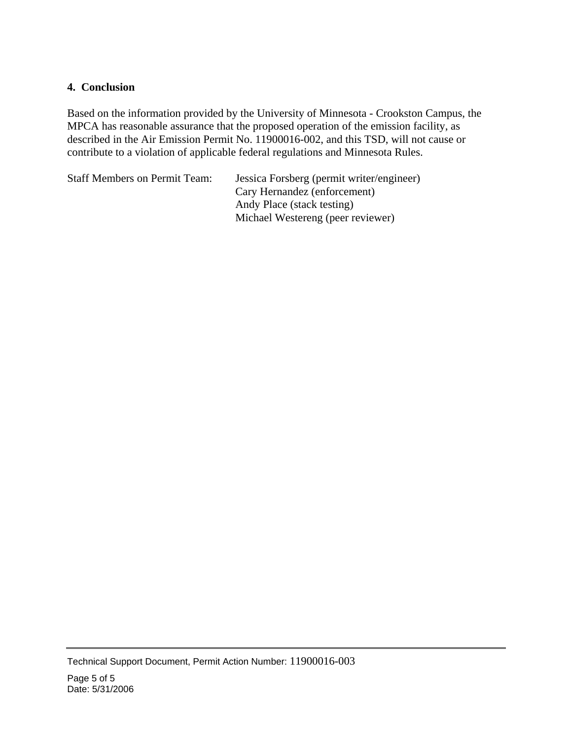## 4. Conclusion

Based on the information provided by the University of Minnesota - Crookston Campus, the MPCA has reasonable assurance that the proposed operation of the emission facility, as described in the Air Emission Permit No. 11900016-002, and this TSD, will not cause or contribute to a violation of applicable federal regulations and Minnesota Rules.

| | |
|---|---|
| Staff Members on Permit Team: | Jessica Forsberg (permit writer/engineer) |
| | Cary Hernandez (enforcement) |
| | Andy Place (stack testing) |
| | Michael Westereng (peer reviewer) |